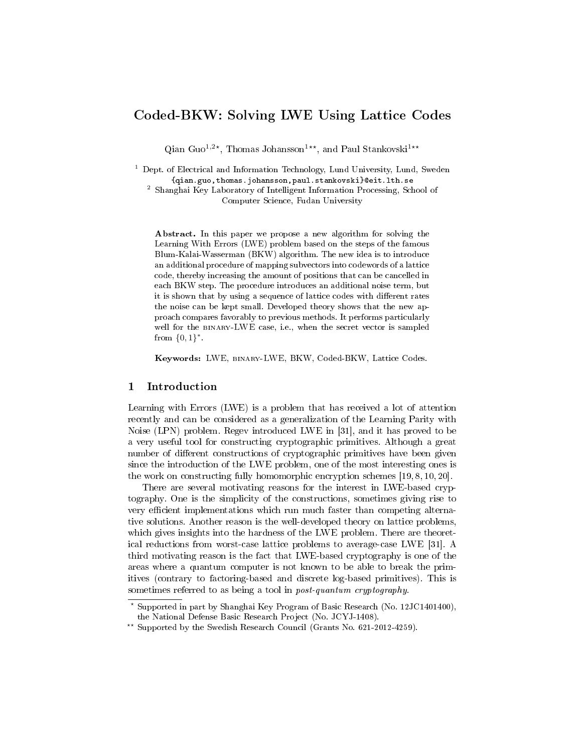# Coded-BKW: Solving LWE Using Lattice Codes

Qian Guo[1,2,⋆], Thomas Johansson[1,⋆⋆], and Paul Stankovski[1,⋆⋆]

[1] Dept. of Electrical and Information Technology, Lund University, Lund, Sweden
{qian.guo,thomas.johansson,paul.stankovski}@eit.lth.se

[2] Shanghai Key Laboratory of Intelligent Information Processing, School of Computer Science, Fudan University

**Abstract.** In this paper we propose a new algorithm for solving the Learning With Errors (LWE) problem based on the steps of the famous Blum-Kalai-Wasserman (BKW) algorithm. The new idea is to introduce an additional procedure of mapping subvectors into codewords of a lattice code, thereby increasing the amount of positions that can be cancelled in each BKW step. The procedure introduces an additional noise term, but it is shown that by using a sequence of lattice codes with different rates the noise can be kept small. Developed theory shows that the new approach compares favorably to previous methods. It performs particularly well for the BINARY-LWE case, i.e., when the secret vector is sampled from $\{0, 1\}^*$.

**Keywords:** LWE, BINARY-LWE, BKW, Coded-BKW, Lattice Codes.

## 1 Introduction

Learning with Errors (LWE) is a problem that has received a lot of attention recently and can be considered as a generalization of the Learning Parity with Noise (LPN) problem. Regev introduced LWE in [31], and it has proved to be a very useful tool for constructing cryptographic primitives. Although a great number of different constructions of cryptographic primitives have been given since the introduction of the LWE problem, one of the most interesting ones is the work on constructing fully homomorphic encryption schemes [19, 8, 10, 20].

There are several motivating reasons for the interest in LWE-based cryptography. One is the simplicity of the constructions, sometimes giving rise to very efficient implementations which run much faster than competing alternative solutions. Another reason is the well-developed theory on lattice problems, which gives insights into the hardness of the LWE problem. There are theoretical reductions from worst-case lattice problems to average-case LWE [31]. A third motivating reason is the fact that LWE-based cryptography is one of the areas where a quantum computer is not known to be able to break the primitives (contrary to factoring-based and discrete log-based primitives). This is sometimes referred to as being a tool in *post-quantum cryptography*.

---

⋆ Supported in part by Shanghai Key Program of Basic Research (No. 12JC1401400), the National Defense Basic Research Project (No. JCYJ-1408).

⋆⋆ Supported by the Swedish Research Council (Grants No. 621-2012-4259).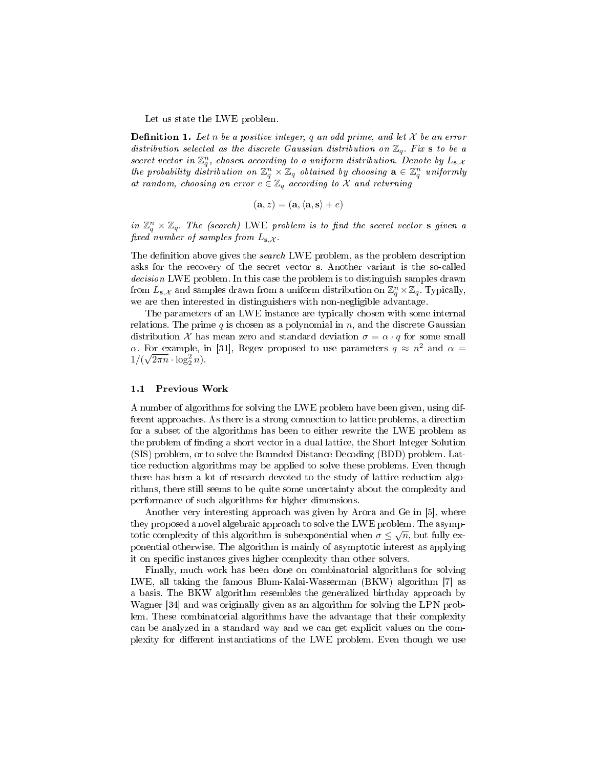Let us state the LWE problem.

**Definition 1.** *Let $n$ be a positive integer, $q$ an odd prime, and let $\mathcal{X}$ be an error distribution selected as the discrete Gaussian distribution on $\mathbb{Z}_q$. Fix $\mathbf{s}$ to be a secret vector in $\mathbb{Z}_q^n$, chosen according to a uniform distribution. Denote by $L_{\mathbf{s},\mathcal{X}}$ the probability distribution on $\mathbb{Z}_q^n \times \mathbb{Z}_q$ obtained by choosing $\mathbf{a} \in \mathbb{Z}_q^n$ uniformly at random, choosing an error $e \in \mathbb{Z}_q$ according to $\mathcal{X}$ and returning*

$$(\mathbf{a}, z) = (\mathbf{a}, \langle \mathbf{a}, \mathbf{s} \rangle + e)$$

*in $\mathbb{Z}_q^n \times \mathbb{Z}_q$. The (search) LWE problem is to find the secret vector $\mathbf{s}$ given a fixed number of samples from $L_{\mathbf{s},\mathcal{X}}$.*

The definition above gives the *search* LWE problem, as the problem description asks for the recovery of the secret vector $\mathbf{s}$. Another variant is the so-called *decision* LWE problem. In this case the problem is to distinguish samples drawn from $L_{\mathbf{s},\mathcal{X}}$ and samples drawn from a uniform distribution on $\mathbb{Z}_q^n \times \mathbb{Z}_q$. Typically, we are then interested in distinguishers with non-negligible advantage.

The parameters of an LWE instance are typically chosen with some internal relations. The prime $q$ is chosen as a polynomial in $n$, and the discrete Gaussian distribution $\mathcal{X}$ has mean zero and standard deviation $\sigma = \alpha \cdot q$ for some small $\alpha$. For example, in [31], Regev proposed to use parameters $q \approx n^2$ and $\alpha = 1/(\sqrt{2\pi n} \cdot \log_2^2 n)$.

### 1.1 Previous Work

A number of algorithms for solving the LWE problem have been given, using different approaches. As there is a strong connection to lattice problems, a direction for a subset of the algorithms has been to either rewrite the LWE problem as the problem of finding a short vector in a dual lattice, the Short Integer Solution (SIS) problem, or to solve the Bounded Distance Decoding (BDD) problem. Lattice reduction algorithms may be applied to solve these problems. Even though there has been a lot of research devoted to the study of lattice reduction algorithms, there still seems to be quite some uncertainty about the complexity and performance of such algorithms for higher dimensions.

Another very interesting approach was given by Arora and Ge in [5], where they proposed a novel algebraic approach to solve the LWE problem. The asymptotic complexity of this algorithm is subexponential when $\sigma \leq \sqrt{n}$, but fully exponential otherwise. The algorithm is mainly of asymptotic interest as applying it on specific instances gives higher complexity than other solvers.

Finally, much work has been done on combinatorial algorithms for solving LWE, all taking the famous Blum-Kalai-Wasserman (BKW) algorithm [7] as a basis. The BKW algorithm resembles the generalized birthday approach by Wagner [34] and was originally given as an algorithm for solving the LPN problem. These combinatorial algorithms have the advantage that their complexity can be analyzed in a standard way and we can get explicit values on the complexity for different instantiations of the LWE problem. Even though we use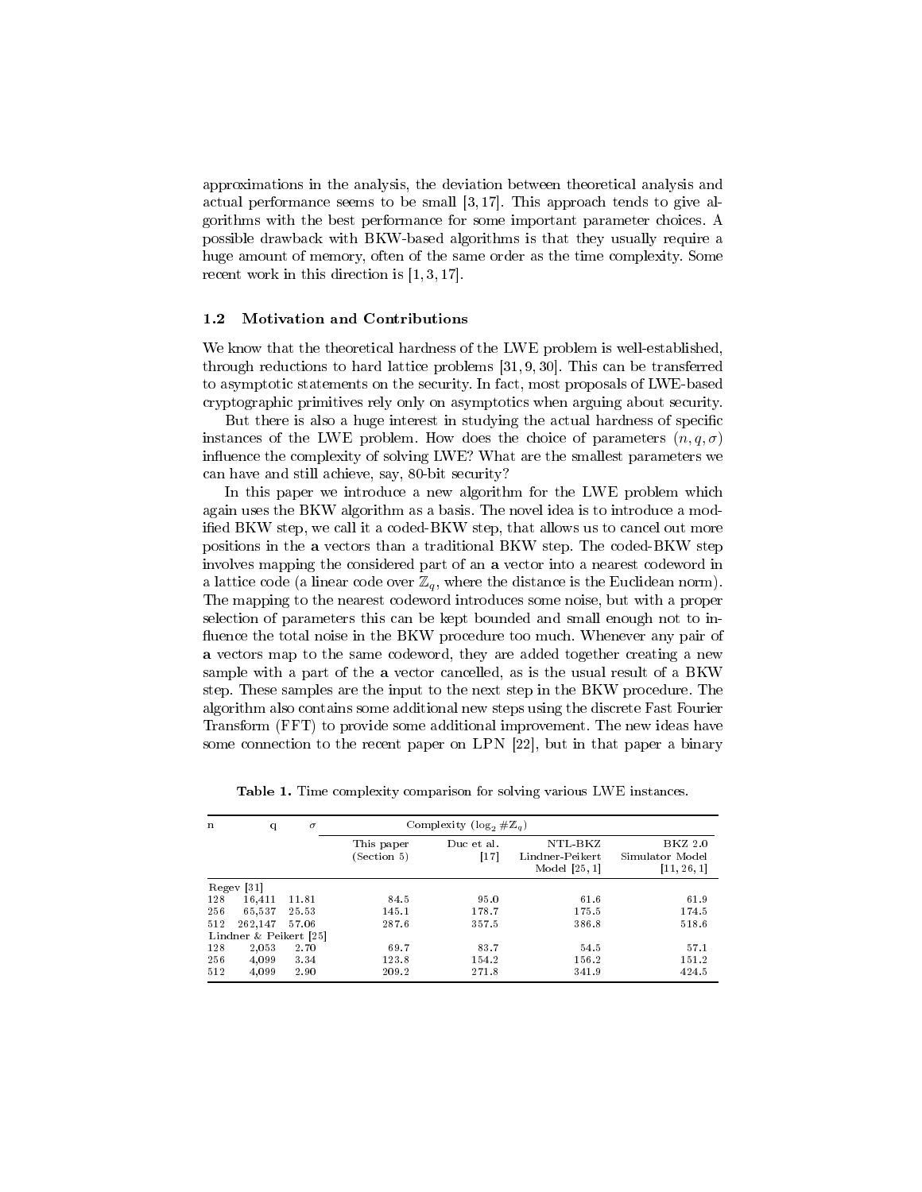approximations in the analysis, the deviation between theoretical analysis and actual performance seems to be small [3, 17]. This approach tends to give algorithms with the best performance for some important parameter choices. A possible drawback with BKW-based algorithms is that they usually require a huge amount of memory, often of the same order as the time complexity. Some recent work in this direction is [1, 3, 17].

### 1.2 Motivation and Contributions

We know that the theoretical hardness of the LWE problem is well-established, through reductions to hard lattice problems [31, 9, 30]. This can be transferred to asymptotic statements on the security. In fact, most proposals of LWE-based cryptographic primitives rely only on asymptotics when arguing about security.

But there is also a huge interest in studying the actual hardness of specific instances of the LWE problem. How does the choice of parameters $(n, q, \sigma)$ influence the complexity of solving LWE? What are the smallest parameters we can have and still achieve, say, 80-bit security?

In this paper we introduce a new algorithm for the LWE problem which again uses the BKW algorithm as a basis. The novel idea is to introduce a modified BKW step, we call it a coded-BKW step, that allows us to cancel out more positions in the $\mathbf{a}$ vectors than a traditional BKW step. The coded-BKW step involves mapping the considered part of an $\mathbf{a}$ vector into a nearest codeword in a lattice code (a linear code over $\mathbb{Z}_q$, where the distance is the Euclidean norm). The mapping to the nearest codeword introduces some noise, but with a proper selection of parameters this can be kept bounded and small enough not to influence the total noise in the BKW procedure too much. Whenever any pair of $\mathbf{a}$ vectors map to the same codeword, they are added together creating a new sample with a part of the $\mathbf{a}$ vector cancelled, as is the usual result of a BKW step. These samples are the input to the next step in the BKW procedure. The algorithm also contains some additional new steps using the discrete Fast Fourier Transform (FFT) to provide some additional improvement. The new ideas have some connection to the recent paper on LPN [22], but in that paper a binary

**Table 1.** Time complexity comparison for solving various LWE instances.

| n | q | $\sigma$ | Complexity ($\log_2 \#\mathbb{Z}_q$) | | | |
|---|---|---|---|---|---|---|
| | | | This paper (Section 5) | Duc et al. [17] | NTL-BKZ Lindner-Peikert Model [25, 1] | BKZ 2.0 Simulator Model [11, 26, 1] |
| Regev [31] | | | | | | |
| 128 | 16,411 | 11.81 | 84.5 | 95.0 | 61.6 | 61.9 |
| 256 | 65,537 | 25.53 | 145.1 | 178.7 | 175.5 | 174.5 |
| 512 | 262,147 | 57.06 | 287.6 | 357.5 | 386.8 | 518.6 |
| Lindner & Peikert [25] | | | | | | |
| 128 | 2,053 | 2.70 | 69.7 | 83.7 | 54.5 | 57.1 |
| 256 | 4,099 | 3.34 | 123.8 | 154.2 | 156.2 | 151.2 |
| 512 | 4,099 | 2.90 | 209.2 | 271.8 | 341.9 | 424.5 |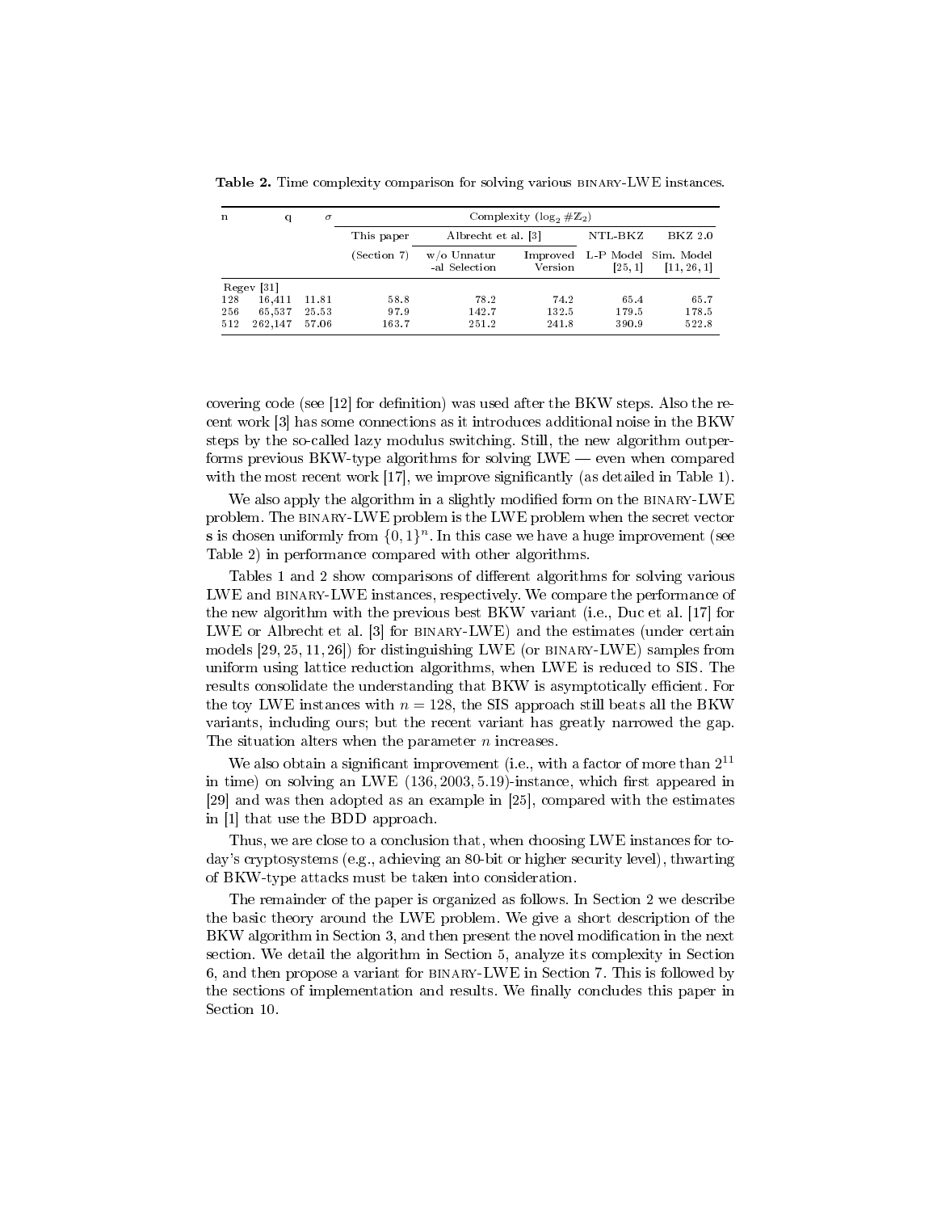**Table 2.** Time complexity comparison for solving various BINARY-LWE instances.

| n | q | $\sigma$ | Complexity ($\log_2 \#\mathbb{Z}_2$) | | | | |
|---|---|---|---|---|---|---|---|
| | | | This paper | Albrecht et al. [3] | | NTL-BKZ | BKZ 2.0 |
| | | | (Section 7) | w/o Unnatur -al Selection | Improved Version | L-P Model [25, 1] | Sim. Model [11, 26, 1] |
| Regev [31] | | | | | | | |
| 128 | 16,411 | 11.81 | 58.8 | 78.2 | 74.2 | 65.4 | 65.7 |
| 256 | 65,537 | 25.53 | 97.9 | 142.7 | 132.5 | 179.5 | 178.5 |
| 512 | 262,147 | 57.06 | 163.7 | 251.2 | 241.8 | 390.9 | 522.8 |

covering code (see [12] for definition) was used after the BKW steps. Also the recent work [3] has some connections as it introduces additional noise in the BKW steps by the so-called lazy modulus switching. Still, the new algorithm outperforms previous BKW-type algorithms for solving LWE — even when compared with the most recent work [17], we improve significantly (as detailed in Table 1).

We also apply the algorithm in a slightly modified form on the BINARY-LWE problem. The BINARY-LWE problem is the LWE problem when the secret vector $\mathbf{s}$ is chosen uniformly from $\{0, 1\}^n$. In this case we have a huge improvement (see Table 2) in performance compared with other algorithms.

Tables 1 and 2 show comparisons of different algorithms for solving various LWE and BINARY-LWE instances, respectively. We compare the performance of the new algorithm with the previous best BKW variant (i.e., Duc et al. [17] for LWE or Albrecht et al. [3] for BINARY-LWE) and the estimates (under certain models [29, 25, 11, 26]) for distinguishing LWE (or BINARY-LWE) samples from uniform using lattice reduction algorithms, when LWE is reduced to SIS. The results consolidate the understanding that BKW is asymptotically efficient. For the toy LWE instances with $n = 128$, the SIS approach still beats all the BKW variants, including ours; but the recent variant has greatly narrowed the gap. The situation alters when the parameter $n$ increases.

We also obtain a significant improvement (i.e., with a factor of more than $2^{11}$ in time) on solving an LWE $(136, 2003, 5.19)$-instance, which first appeared in [29] and was then adopted as an example in [25], compared with the estimates in [1] that use the BDD approach.

Thus, we are close to a conclusion that, when choosing LWE instances for today's cryptosystems (e.g., achieving an 80-bit or higher security level), thwarting of BKW-type attacks must be taken into consideration.

The remainder of the paper is organized as follows. In Section 2 we describe the basic theory around the LWE problem. We give a short description of the BKW algorithm in Section 3, and then present the novel modification in the next section. We detail the algorithm in Section 5, analyze its complexity in Section 6, and then propose a variant for BINARY-LWE in Section 7. This is followed by the sections of implementation and results. We finally concludes this paper in Section 10.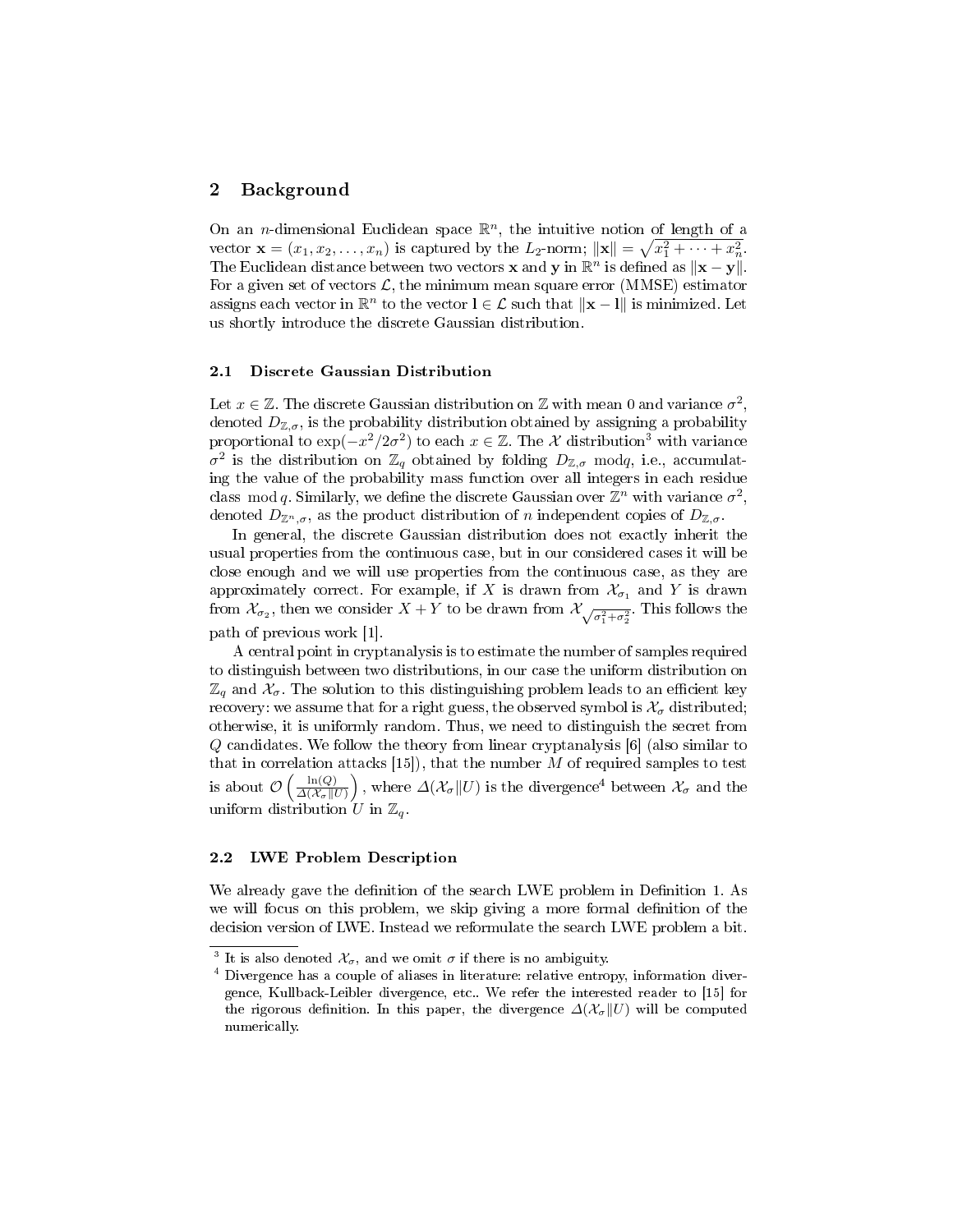## 2 Background

On an $n$-dimensional Euclidean space $\mathbb{R}^n$, the intuitive notion of length of a vector $\mathbf{x} = (x_1, x_2, \ldots, x_n)$ is captured by the $L_2$-norm; $\|\mathbf{x}\| = \sqrt{x_1^2 + \cdots + x_n^2}$. The Euclidean distance between two vectors $\mathbf{x}$ and $\mathbf{y}$ in $\mathbb{R}^n$ is defined as $\|\mathbf{x} - \mathbf{y}\|$. For a given set of vectors $\mathcal{L}$, the minimum mean square error (MMSE) estimator assigns each vector in $\mathbb{R}^n$ to the vector $\mathbf{l} \in \mathcal{L}$ such that $\|\mathbf{x} - \mathbf{l}\|$ is minimized. Let us shortly introduce the discrete Gaussian distribution.

### 2.1 Discrete Gaussian Distribution

Let $x \in \mathbb{Z}$. The discrete Gaussian distribution on $\mathbb{Z}$ with mean 0 and variance $\sigma^2$, denoted $D_{\mathbb{Z},\sigma}$, is the probability distribution obtained by assigning a probability proportional to $\exp(-x^2/2\sigma^2)$ to each $x \in \mathbb{Z}$. The $\mathcal{X}$ distribution[3] with variance $\sigma^2$ is the distribution on $\mathbb{Z}_q$ obtained by folding $D_{\mathbb{Z},\sigma} \bmod q$, i.e., accumulating the value of the probability mass function over all integers in each residue class $\bmod q$. Similarly, we define the discrete Gaussian over $\mathbb{Z}^n$ with variance $\sigma^2$, denoted $D_{\mathbb{Z}^n,\sigma}$, as the product distribution of $n$ independent copies of $D_{\mathbb{Z},\sigma}$.

In general, the discrete Gaussian distribution does not exactly inherit the usual properties from the continuous case, but in our considered cases it will be close enough and we will use properties from the continuous case, as they are approximately correct. For example, if $X$ is drawn from $\mathcal{X}_{\sigma_1}$ and $Y$ is drawn from $\mathcal{X}_{\sigma_2}$, then we consider $X + Y$ to be drawn from $\mathcal{X}_{\sqrt{\sigma_1^2+\sigma_2^2}}$. This follows the path of previous work [1].

A central point in cryptanalysis is to estimate the number of samples required to distinguish between two distributions, in our case the uniform distribution on $\mathbb{Z}_q$ and $\mathcal{X}_\sigma$. The solution to this distinguishing problem leads to an efficient key recovery: we assume that for a right guess, the observed symbol is $\mathcal{X}_\sigma$ distributed; otherwise, it is uniformly random. Thus, we need to distinguish the secret from $Q$ candidates. We follow the theory from linear cryptanalysis [6] (also similar to that in correlation attacks [15]), that the number $M$ of required samples to test is about $\mathcal{O}\left(\frac{\ln(Q)}{\Delta(\mathcal{X}_\sigma \| U)}\right)$, where $\Delta(\mathcal{X}_\sigma \| U)$ is the divergence[4] between $\mathcal{X}_\sigma$ and the uniform distribution $U$ in $\mathbb{Z}_q$.

### 2.2 LWE Problem Description

We already gave the definition of the search LWE problem in Definition 1. As we will focus on this problem, we skip giving a more formal definition of the decision version of LWE. Instead we reformulate the search LWE problem a bit.

[3] It is also denoted $\mathcal{X}_\sigma$, and we omit $\sigma$ if there is no ambiguity.

[4] Divergence has a couple of aliases in literature: relative entropy, information divergence, Kullback-Leibler divergence, etc.. We refer the interested reader to [15] for the rigorous definition. In this paper, the divergence $\Delta(\mathcal{X}_\sigma \| U)$ will be computed numerically.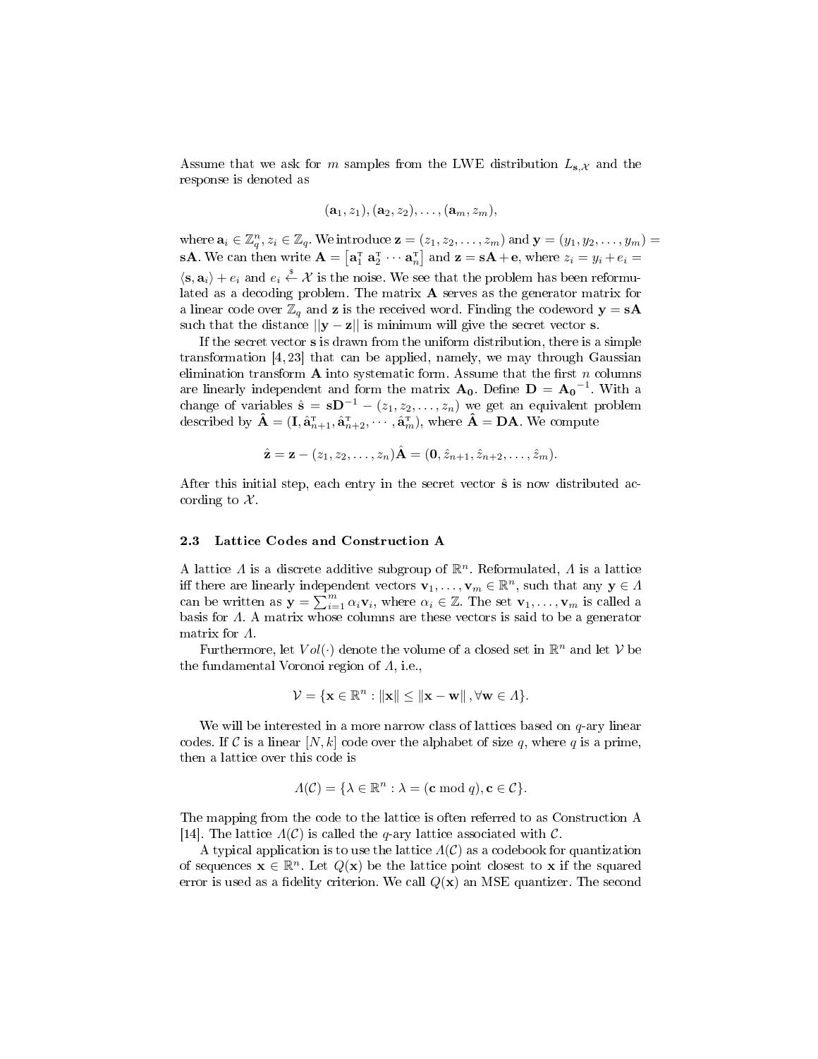Assume that we ask for $m$ samples from the LWE distribution $L_{\mathbf{s},\mathcal{X}}$ and the response is denoted as

$$(\mathbf{a}_1, z_1), (\mathbf{a}_2, z_2), \ldots, (\mathbf{a}_m, z_m),$$

where $\mathbf{a}_i \in \mathbb{Z}_q^n$, $z_i \in \mathbb{Z}_q$. We introduce $\mathbf{z} = (z_1, z_2, \ldots, z_m)$ and $\mathbf{y} = (y_1, y_2, \ldots, y_m) = \mathbf{sA}$. We can then write $\mathbf{A} = \begin{bmatrix}\mathbf{a}_1^{\mathrm{T}}\ \mathbf{a}_2^{\mathrm{T}} \cdots \mathbf{a}_n^{\mathrm{T}}\end{bmatrix}$ and $\mathbf{z} = \mathbf{sA} + \mathbf{e}$, where $z_i = y_i + e_i = \langle \mathbf{s}, \mathbf{a}_i \rangle + e_i$ and $e_i \xleftarrow{\$} \mathcal{X}$ is the noise. We see that the problem has been reformulated as a decoding problem. The matrix $\mathbf{A}$ serves as the generator matrix for a linear code over $\mathbb{Z}_q$ and $\mathbf{z}$ is the received word. Finding the codeword $\mathbf{y} = \mathbf{sA}$ such that the distance $||\mathbf{y} - \mathbf{z}||$ is minimum will give the secret vector $\mathbf{s}$.

If the secret vector $\mathbf{s}$ is drawn from the uniform distribution, there is a simple transformation [4, 23] that can be applied, namely, we may through Gaussian elimination transform $\mathbf{A}$ into systematic form. Assume that the first $n$ columns are linearly independent and form the matrix $\mathbf{A_0}$. Define $\mathbf{D} = \mathbf{A_0}^{-1}$. With a change of variables $\hat{\mathbf{s}} = \mathbf{s}\mathbf{D}^{-1} - (z_1, z_2, \ldots, z_n)$ we get an equivalent problem described by $\hat{\mathbf{A}} = (\mathbf{I}, \hat{\mathbf{a}}_{n+1}^{\mathrm{T}}, \hat{\mathbf{a}}_{n+2}^{\mathrm{T}}, \cdots, \hat{\mathbf{a}}_m^{\mathrm{T}})$, where $\hat{\mathbf{A}} = \mathbf{DA}$. We compute

$$\hat{\mathbf{z}} = \mathbf{z} - (z_1, z_2, \ldots, z_n)\hat{\mathbf{A}} = (\mathbf{0}, \hat{z}_{n+1}, \hat{z}_{n+2}, \ldots, \hat{z}_m).$$

After this initial step, each entry in the secret vector $\hat{\mathbf{s}}$ is now distributed according to $\mathcal{X}$.

### 2.3 Lattice Codes and Construction A

A lattice $\Lambda$ is a discrete additive subgroup of $\mathbb{R}^n$. Reformulated, $\Lambda$ is a lattice iff there are linearly independent vectors $\mathbf{v}_1, \ldots, \mathbf{v}_m \in \mathbb{R}^n$, such that any $\mathbf{y} \in \Lambda$ can be written as $\mathbf{y} = \sum_{i=1}^{m} \alpha_i \mathbf{v}_i$, where $\alpha_i \in \mathbb{Z}$. The set $\mathbf{v}_1, \ldots, \mathbf{v}_m$ is called a basis for $\Lambda$. A matrix whose columns are these vectors is said to be a generator matrix for $\Lambda$.

Furthermore, let $Vol(\cdot)$ denote the volume of a closed set in $\mathbb{R}^n$ and let $\mathcal{V}$ be the fundamental Voronoi region of $\Lambda$, i.e.,

$$\mathcal{V} = \{\mathbf{x} \in \mathbb{R}^n : \|\mathbf{x}\| \leq \|\mathbf{x} - \mathbf{w}\|, \forall \mathbf{w} \in \Lambda\}.$$

We will be interested in a more narrow class of lattices based on $q$-ary linear codes. If $\mathcal{C}$ is a linear $[N, k]$ code over the alphabet of size $q$, where $q$ is a prime, then a lattice over this code is

$$\Lambda(\mathcal{C}) = \{\lambda \in \mathbb{R}^n : \lambda = (\mathbf{c} \bmod q), \mathbf{c} \in \mathcal{C}\}.$$

The mapping from the code to the lattice is often referred to as Construction A [14]. The lattice $\Lambda(\mathcal{C})$ is called the $q$-ary lattice associated with $\mathcal{C}$.

A typical application is to use the lattice $\Lambda(\mathcal{C})$ as a codebook for quantization of sequences $\mathbf{x} \in \mathbb{R}^n$. Let $Q(\mathbf{x})$ be the lattice point closest to $\mathbf{x}$ if the squared error is used as a fidelity criterion. We call $Q(\mathbf{x})$ an MSE quantizer. The second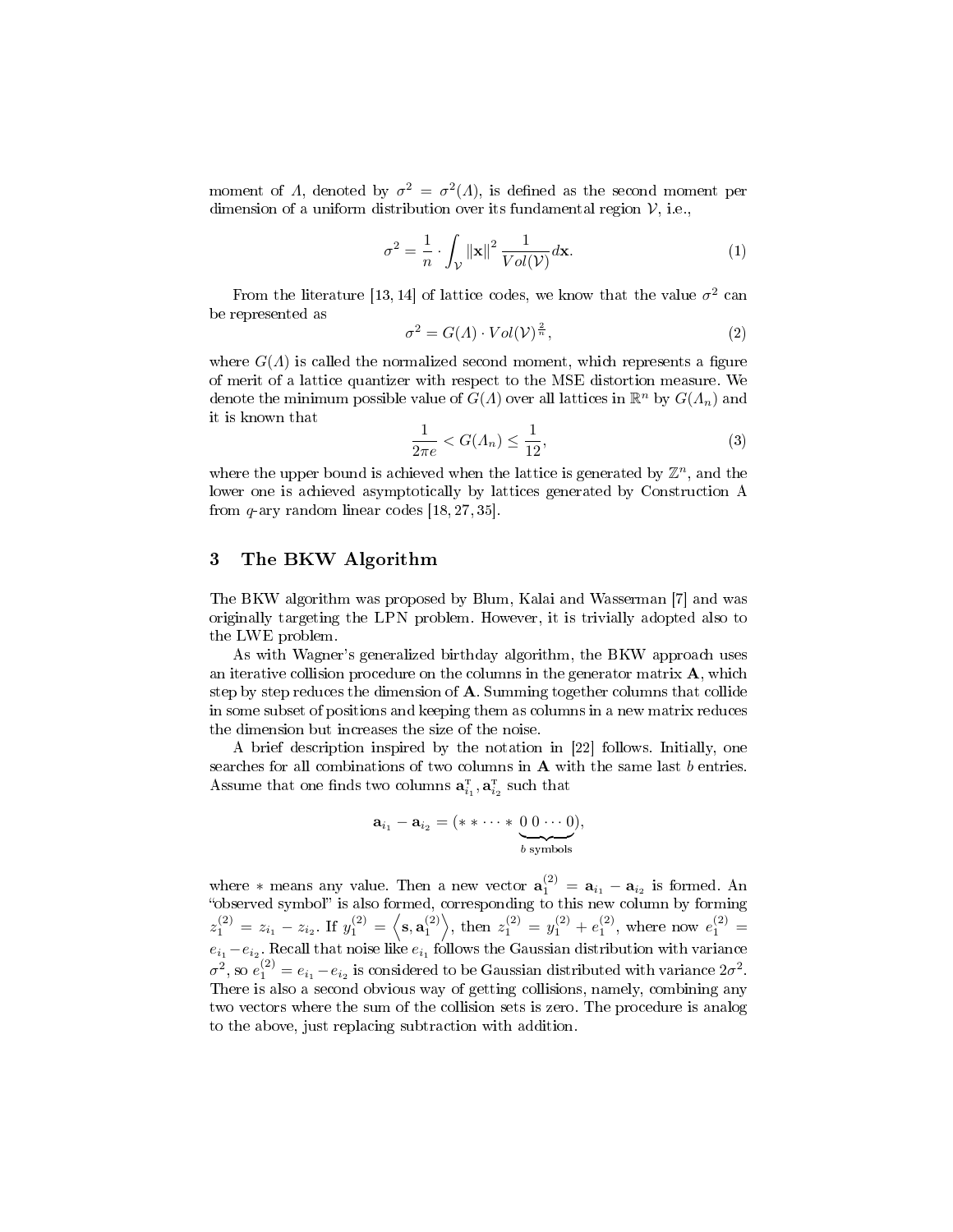moment of $\Lambda$, denoted by $\sigma^2 = \sigma^2(\Lambda)$, is defined as the second moment per dimension of a uniform distribution over its fundamental region $\mathcal{V}$, i.e.,

$$\sigma^2 = \frac{1}{n} \cdot \int_{\mathcal{V}} \|\mathbf{x}\|^2 \frac{1}{Vol(\mathcal{V})} d\mathbf{x}. \tag{1}$$

From the literature [13, 14] of lattice codes, we know that the value $\sigma^2$ can be represented as

$$\sigma^2 = G(\Lambda) \cdot Vol(\mathcal{V})^{\frac{2}{n}}, \tag{2}$$

where $G(\Lambda)$ is called the normalized second moment, which represents a figure of merit of a lattice quantizer with respect to the MSE distortion measure. We denote the minimum possible value of $G(\Lambda)$ over all lattices in $\mathbb{R}^n$ by $G(\Lambda_n)$ and it is known that

$$\frac{1}{2\pi e} < G(\Lambda_n) \leq \frac{1}{12}, \tag{3}$$

where the upper bound is achieved when the lattice is generated by $\mathbb{Z}^n$, and the lower one is achieved asymptotically by lattices generated by Construction A from $q$-ary random linear codes [18, 27, 35].

## 3 The BKW Algorithm

The BKW algorithm was proposed by Blum, Kalai and Wasserman [7] and was originally targeting the LPN problem. However, it is trivially adopted also to the LWE problem.

As with Wagner's generalized birthday algorithm, the BKW approach uses an iterative collision procedure on the columns in the generator matrix $\mathbf{A}$, which step by step reduces the dimension of $\mathbf{A}$. Summing together columns that collide in some subset of positions and keeping them as columns in a new matrix reduces the dimension but increases the size of the noise.

A brief description inspired by the notation in [22] follows. Initially, one searches for all combinations of two columns in $\mathbf{A}$ with the same last $b$ entries. Assume that one finds two columns $\mathbf{a}_{i_1}^{\mathrm{T}}, \mathbf{a}_{i_2}^{\mathrm{T}}$ such that

$$\mathbf{a}_{i_1} - \mathbf{a}_{i_2} = (* * \cdots * \underbrace{0\ 0 \cdots 0}_{b \text{ symbols}}),$$

where $*$ means any value. Then a new vector $\mathbf{a}_1^{(2)} = \mathbf{a}_{i_1} - \mathbf{a}_{i_2}$ is formed. An "observed symbol" is also formed, corresponding to this new column by forming $z_1^{(2)} = z_{i_1} - z_{i_2}$. If $y_1^{(2)} = \left\langle \mathbf{s}, \mathbf{a}_1^{(2)} \right\rangle$, then $z_1^{(2)} = y_1^{(2)} + e_1^{(2)}$, where now $e_1^{(2)} = e_{i_1} - e_{i_2}$. Recall that noise like $e_{i_1}$ follows the Gaussian distribution with variance $\sigma^2$, so $e_1^{(2)} = e_{i_1} - e_{i_2}$ is considered to be Gaussian distributed with variance $2\sigma^2$. There is also a second obvious way of getting collisions, namely, combining any two vectors where the sum of the collision sets is zero. The procedure is analog to the above, just replacing subtraction with addition.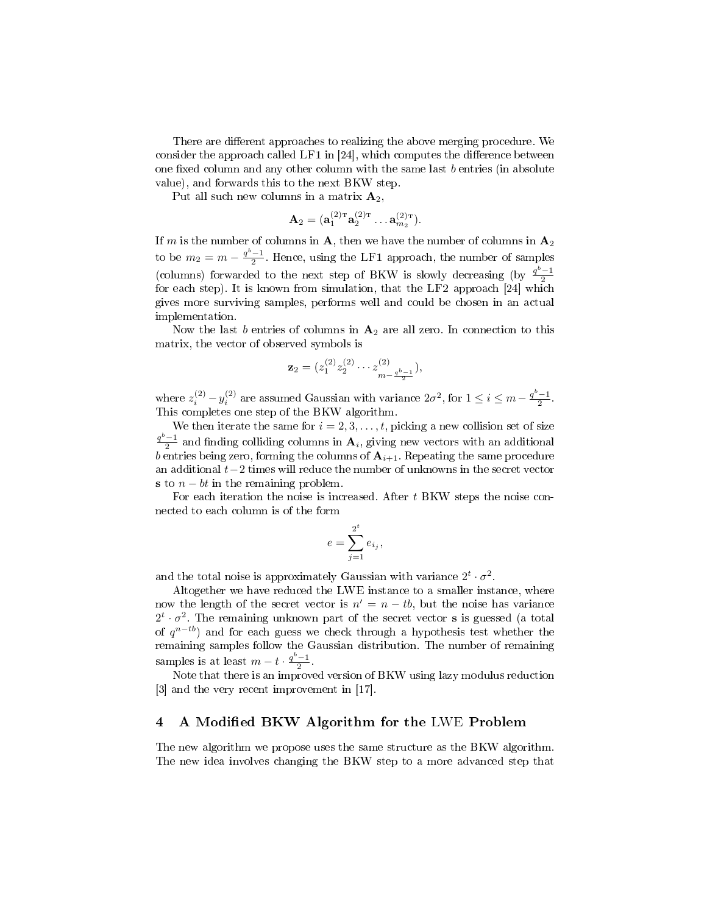There are different approaches to realizing the above merging procedure. We consider the approach called LF1 in [24], which computes the difference between one fixed column and any other column with the same last $b$ entries (in absolute value), and forwards this to the next BKW step.

Put all such new columns in a matrix $\mathbf{A}_2$,

$$\mathbf{A}_2 = (\mathbf{a}_1^{(2)\mathrm{T}} \mathbf{a}_2^{(2)\mathrm{T}} \ldots \mathbf{a}_{m_2}^{(2)\mathrm{T}}).$$

If $m$ is the number of columns in $\mathbf{A}$, then we have the number of columns in $\mathbf{A}_2$ to be $m_2 = m - \frac{q^b-1}{2}$. Hence, using the LF1 approach, the number of samples (columns) forwarded to the next step of BKW is slowly decreasing (by $\frac{q^b-1}{2}$ for each step). It is known from simulation, that the LF2 approach [24] which gives more surviving samples, performs well and could be chosen in an actual implementation.

Now the last $b$ entries of columns in $\mathbf{A}_2$ are all zero. In connection to this matrix, the vector of observed symbols is

$$\mathbf{z}_2 = (z_1^{(2)} z_2^{(2)} \cdots z_{m-\frac{q^b-1}{2}}^{(2)}),$$

where $z_i^{(2)} - y_i^{(2)}$ are assumed Gaussian with variance $2\sigma^2$, for $1 \le i \le m - \frac{q^b-1}{2}$. This completes one step of the BKW algorithm.

We then iterate the same for $i = 2, 3, \ldots, t$, picking a new collision set of size $\frac{q^b-1}{2}$ and finding colliding columns in $\mathbf{A}_i$, giving new vectors with an additional $b$ entries being zero, forming the columns of $\mathbf{A}_{i+1}$. Repeating the same procedure an additional $t-2$ times will reduce the number of unknowns in the secret vector $\mathbf{s}$ to $n - bt$ in the remaining problem.

For each iteration the noise is increased. After $t$ BKW steps the noise connected to each column is of the form

$$e = \sum_{j=1}^{2^t} e_{i_j},$$

and the total noise is approximately Gaussian with variance $2^t \cdot \sigma^2$.

Altogether we have reduced the LWE instance to a smaller instance, where now the length of the secret vector is $n' = n - tb$, but the noise has variance $2^t \cdot \sigma^2$. The remaining unknown part of the secret vector $\mathbf{s}$ is guessed (a total of $q^{n-tb}$) and for each guess we check through a hypothesis test whether the remaining samples follow the Gaussian distribution. The number of remaining samples is at least $m - t \cdot \frac{q^b-1}{2}$.

Note that there is an improved version of BKW using lazy modulus reduction [3] and the very recent improvement in [17].

## 4 A Modified BKW Algorithm for the LWE Problem

The new algorithm we propose uses the same structure as the BKW algorithm. The new idea involves changing the BKW step to a more advanced step that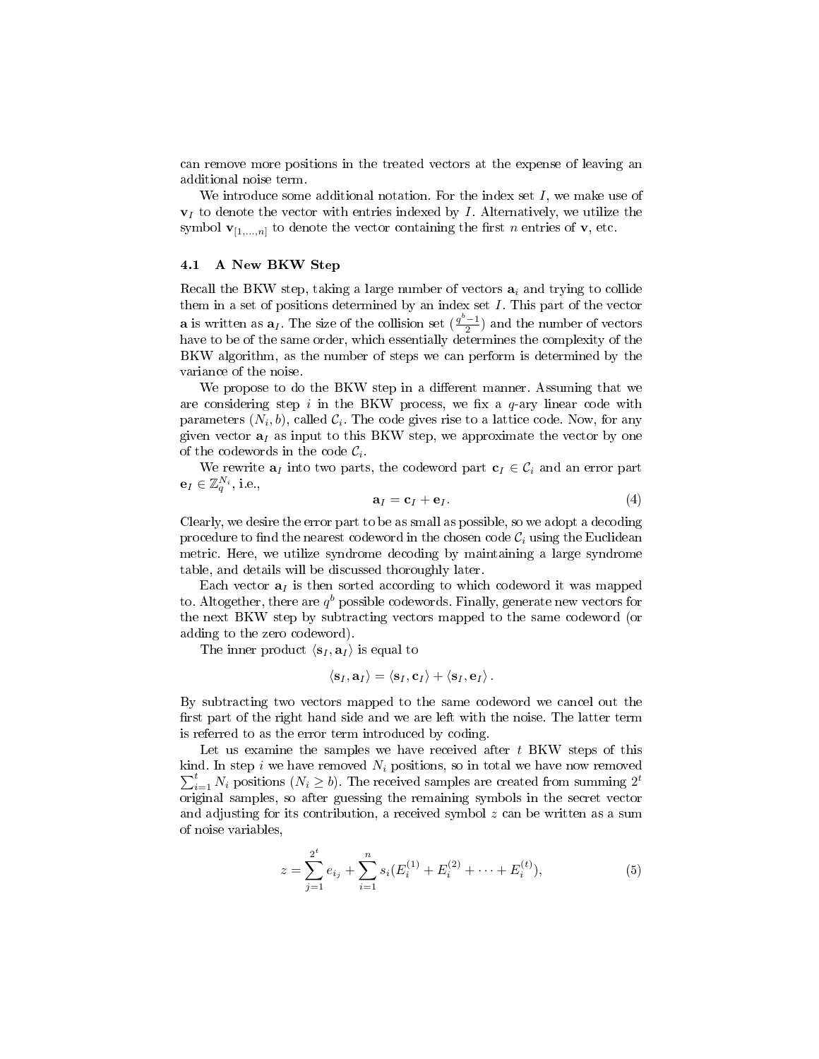can remove more positions in the treated vectors at the expense of leaving an additional noise term.

We introduce some additional notation. For the index set $I$, we make use of $\mathbf{v}_I$ to denote the vector with entries indexed by $I$. Alternatively, we utilize the symbol $\mathbf{v}_{[1,\ldots,n]}$ to denote the vector containing the first $n$ entries of $\mathbf{v}$, etc.

### 4.1 A New BKW Step

Recall the BKW step, taking a large number of vectors $\mathbf{a}_i$ and trying to collide them in a set of positions determined by an index set $I$. This part of the vector $\mathbf{a}$ is written as $\mathbf{a}_I$. The size of the collision set ($\frac{q^b-1}{2}$) and the number of vectors have to be of the same order, which essentially determines the complexity of the BKW algorithm, as the number of steps we can perform is determined by the variance of the noise.

We propose to do the BKW step in a different manner. Assuming that we are considering step $i$ in the BKW process, we fix a $q$-ary linear code with parameters $(N_i, b)$, called $\mathcal{C}_i$. The code gives rise to a lattice code. Now, for any given vector $\mathbf{a}_I$ as input to this BKW step, we approximate the vector by one of the codewords in the code $\mathcal{C}_i$.

We rewrite $\mathbf{a}_I$ into two parts, the codeword part $\mathbf{c}_I \in \mathcal{C}_i$ and an error part $\mathbf{e}_I \in \mathbb{Z}_q^{N_i}$, i.e.,

$$\mathbf{a}_I = \mathbf{c}_I + \mathbf{e}_I. \tag{4}$$

Clearly, we desire the error part to be as small as possible, so we adopt a decoding procedure to find the nearest codeword in the chosen code $\mathcal{C}_i$ using the Euclidean metric. Here, we utilize syndrome decoding by maintaining a large syndrome table, and details will be discussed thoroughly later.

Each vector $\mathbf{a}_I$ is then sorted according to which codeword it was mapped to. Altogether, there are $q^b$ possible codewords. Finally, generate new vectors for the next BKW step by subtracting vectors mapped to the same codeword (or adding to the zero codeword).

The inner product $\langle \mathbf{s}_I, \mathbf{a}_I \rangle$ is equal to

$$\langle \mathbf{s}_I, \mathbf{a}_I \rangle = \langle \mathbf{s}_I, \mathbf{c}_I \rangle + \langle \mathbf{s}_I, \mathbf{e}_I \rangle .$$

By subtracting two vectors mapped to the same codeword we cancel out the first part of the right hand side and we are left with the noise. The latter term is referred to as the error term introduced by coding.

Let us examine the samples we have received after $t$ BKW steps of this kind. In step $i$ we have removed $N_i$ positions, so in total we have now removed $\sum_{i=1}^{t} N_i$ positions ($N_i \geq b$). The received samples are created from summing $2^t$ original samples, so after guessing the remaining symbols in the secret vector and adjusting for its contribution, a received symbol $z$ can be written as a sum of noise variables,

$$z = \sum_{j=1}^{2^t} e_{i_j} + \sum_{i=1}^{n} s_i (E_i^{(1)} + E_i^{(2)} + \cdots + E_i^{(t)}), \tag{5}$$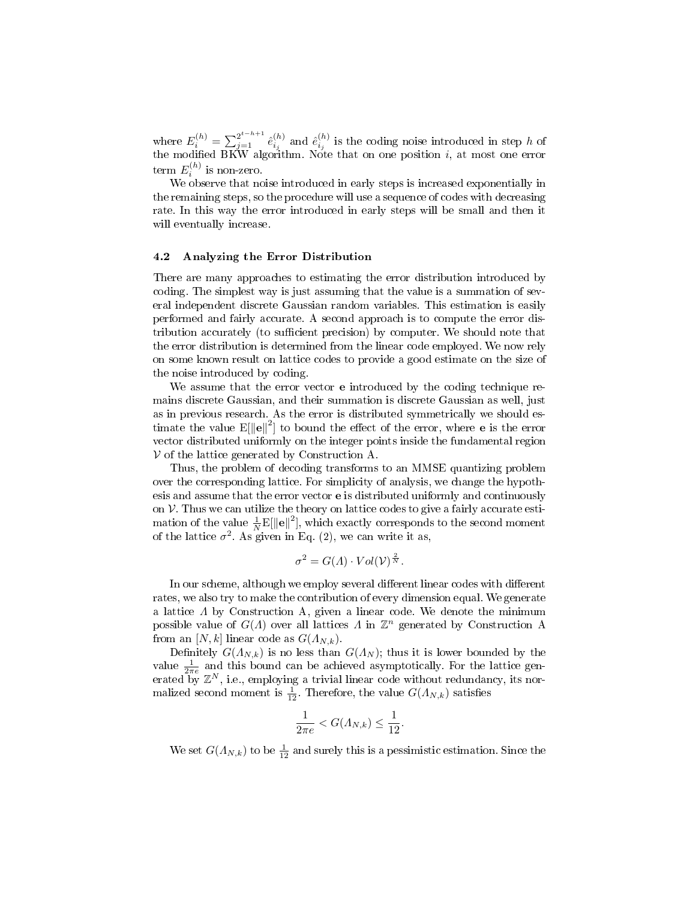where $E_i^{(h)} = \sum_{j=1}^{2^{t-h+1}} \hat{e}_{i_j}^{(h)}$ and $\hat{e}_{i_j}^{(h)}$ is the coding noise introduced in step $h$ of the modified BKW algorithm. Note that on one position $i$, at most one error term $E_i^{(h)}$ is non-zero.

We observe that noise introduced in early steps is increased exponentially in the remaining steps, so the procedure will use a sequence of codes with decreasing rate. In this way the error introduced in early steps will be small and then it will eventually increase.

### 4.2 Analyzing the Error Distribution

There are many approaches to estimating the error distribution introduced by coding. The simplest way is just assuming that the value is a summation of several independent discrete Gaussian random variables. This estimation is easily performed and fairly accurate. A second approach is to compute the error distribution accurately (to sufficient precision) by computer. We should note that the error distribution is determined from the linear code employed. We now rely on some known result on lattice codes to provide a good estimate on the size of the noise introduced by coding.

We assume that the error vector $\mathbf{e}$ introduced by the coding technique remains discrete Gaussian, and their summation is discrete Gaussian as well, just as in previous research. As the error is distributed symmetrically we should estimate the value $\mathrm{E}[\|\mathbf{e}\|^2]$ to bound the effect of the error, where $\mathbf{e}$ is the error vector distributed uniformly on the integer points inside the fundamental region $\mathcal{V}$ of the lattice generated by Construction A.

Thus, the problem of decoding transforms to an MMSE quantizing problem over the corresponding lattice. For simplicity of analysis, we change the hypothesis and assume that the error vector $\mathbf{e}$ is distributed uniformly and continuously on $\mathcal{V}$. Thus we can utilize the theory on lattice codes to give a fairly accurate estimation of the value $\frac{1}{N}\mathrm{E}[\|\mathbf{e}\|^2]$, which exactly corresponds to the second moment of the lattice $\sigma^2$. As given in Eq. (2), we can write it as,

$$\sigma^2 = G(\Lambda) \cdot Vol(\mathcal{V})^{\frac{2}{N}}.$$

In our scheme, although we employ several different linear codes with different rates, we also try to make the contribution of every dimension equal. We generate a lattice $\Lambda$ by Construction A, given a linear code. We denote the minimum possible value of $G(\Lambda)$ over all lattices $\Lambda$ in $\mathbb{Z}^n$ generated by Construction A from an $[N, k]$ linear code as $G(\Lambda_{N,k})$.

Definitely $G(\Lambda_{N,k})$ is no less than $G(\Lambda_N)$; thus it is lower bounded by the value $\frac{1}{2\pi e}$ and this bound can be achieved asymptotically. For the lattice generated by $\mathbb{Z}^N$, i.e., employing a trivial linear code without redundancy, its normalized second moment is $\frac{1}{12}$. Therefore, the value $G(\Lambda_{N,k})$ satisfies

$$\frac{1}{2\pi e} < G(\Lambda_{N,k}) \leq \frac{1}{12}.$$

We set $G(\Lambda_{N,k})$ to be $\frac{1}{12}$ and surely this is a pessimistic estimation. Since the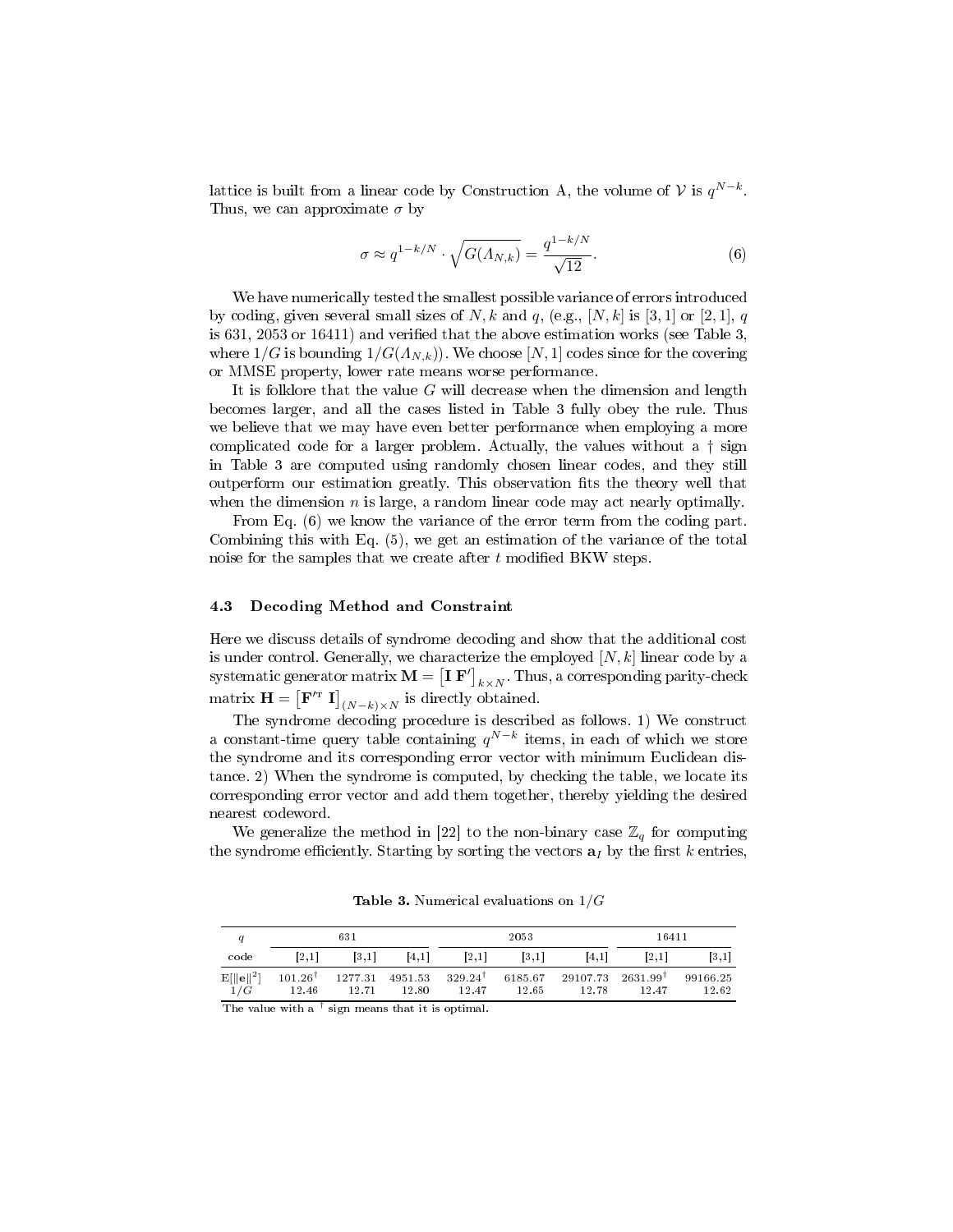lattice is built from a linear code by Construction A, the volume of $\mathcal{V}$ is $q^{N-k}$. Thus, we can approximate $\sigma$ by

$$\sigma \approx q^{1-k/N} \cdot \sqrt{G(\Lambda_{N,k})} = \frac{q^{1-k/N}}{\sqrt{12}}. \tag{6}$$

We have numerically tested the smallest possible variance of errors introduced by coding, given several small sizes of $N, k$ and $q$, (e.g., $[N, k]$ is $[3, 1]$ or $[2, 1]$, $q$ is 631, 2053 or 16411) and verified that the above estimation works (see Table 3, where $1/G$ is bounding $1/G(\Lambda_{N,k})$). We choose $[N, 1]$ codes since for the covering or MMSE property, lower rate means worse performance.

It is folklore that the value $G$ will decrease when the dimension and length becomes larger, and all the cases listed in Table 3 fully obey the rule. Thus we believe that we may have even better performance when employing a more complicated code for a larger problem. Actually, the values without a † sign in Table 3 are computed using randomly chosen linear codes, and they still outperform our estimation greatly. This observation fits the theory well that when the dimension $n$ is large, a random linear code may act nearly optimally.

From Eq. (6) we know the variance of the error term from the coding part. Combining this with Eq. (5), we get an estimation of the variance of the total noise for the samples that we create after $t$ modified BKW steps.

### 4.3 Decoding Method and Constraint

Here we discuss details of syndrome decoding and show that the additional cost is under control. Generally, we characterize the employed $[N, k]$ linear code by a systematic generator matrix $\mathbf{M} = \left[\mathbf{I}\ \mathbf{F}'\right]_{k \times N}$. Thus, a corresponding parity-check matrix $\mathbf{H} = \left[\mathbf{F}'^{\mathrm{T}}\ \mathbf{I}\right]_{(N-k) \times N}$ is directly obtained.

The syndrome decoding procedure is described as follows. 1) We construct a constant-time query table containing $q^{N-k}$ items, in each of which we store the syndrome and its corresponding error vector with minimum Euclidean distance. 2) When the syndrome is computed, by checking the table, we locate its corresponding error vector and add them together, thereby yielding the desired nearest codeword.

We generalize the method in [22] to the non-binary case $\mathbb{Z}_q$ for computing the syndrome efficiently. Starting by sorting the vectors $\mathbf{a}_I$ by the first $k$ entries,

**Table 3.** Numerical evaluations on $1/G$

| $q$ | 631 | | | 2053 | | | 16411 | |
|---|---|---|---|---|---|---|---|---|
| code | [2,1] | [3,1] | [4,1] | [2,1] | [3,1] | [4,1] | [2,1] | [3,1] |
| $\mathrm{E}[\Vert\mathbf{e}\Vert^2]$ | $101.26^{\dagger}$ | 1277.31 | 4951.53 | $329.24^{\dagger}$ | 6185.67 | 29107.73 | $2631.99^{\dagger}$ | 99166.25 |
| $1/G$ | 12.46 | 12.71 | 12.80 | 12.47 | 12.65 | 12.78 | 12.47 | 12.62 |

The value with a † sign means that it is optimal.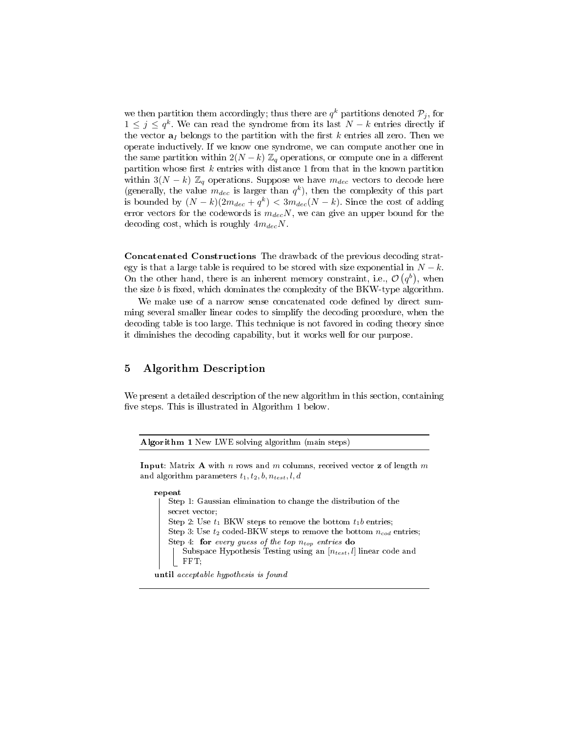we then partition them accordingly; thus there are $q^k$ partitions denoted $\mathcal{P}_j$, for $1 \leq j \leq q^k$. We can read the syndrome from its last $N-k$ entries directly if the vector $\mathbf{a}_I$ belongs to the partition with the first $k$ entries all zero. Then we operate inductively. If we know one syndrome, we can compute another one in the same partition within $2(N-k)$ $\mathbb{Z}_q$ operations, or compute one in a different partition whose first $k$ entries with distance 1 from that in the known partition within $3(N-k)$ $\mathbb{Z}_q$ operations. Suppose we have $m_{dec}$ vectors to decode here (generally, the value $m_{dec}$ is larger than $q^k$), then the complexity of this part is bounded by $(N-k)(2m_{dec}+q^k) < 3m_{dec}(N-k)$. Since the cost of adding error vectors for the codewords is $m_{dec}N$, we can give an upper bound for the decoding cost, which is roughly $4m_{dec}N$.

**Concatenated Constructions** The drawback of the previous decoding strategy is that a large table is required to be stored with size exponential in $N-k$. On the other hand, there is an inherent memory constraint, i.e., $\mathcal{O}\left(q^b\right)$, when the size $b$ is fixed, which dominates the complexity of the BKW-type algorithm.

We make use of a narrow sense concatenated code defined by direct summing several smaller linear codes to simplify the decoding procedure, when the decoding table is too large. This technique is not favored in coding theory since it diminishes the decoding capability, but it works well for our purpose.

## 5 Algorithm Description

We present a detailed description of the new algorithm in this section, containing five steps. This is illustrated in Algorithm 1 below.

**Algorithm 1** New LWE solving algorithm (main steps)

**Input**: Matrix $\mathbf{A}$ with $n$ rows and $m$ columns, received vector $\mathbf{z}$ of length $m$ and algorithm parameters $t_1, t_2, b, n_{test}, l, d$

```
repeat
    Step 1: Gaussian elimination to change the distribution of the
    secret vector;
    Step 2: Use t_1 BKW steps to remove the bottom t_1 b entries;
    Step 3: Use t_2 coded-BKW steps to remove the bottom n_cod entries;
    Step 4: for every guess of the top n_top entries do
        Subspace Hypothesis Testing using an [n_test, l] linear code and
        FFT;
until acceptable hypothesis is found
```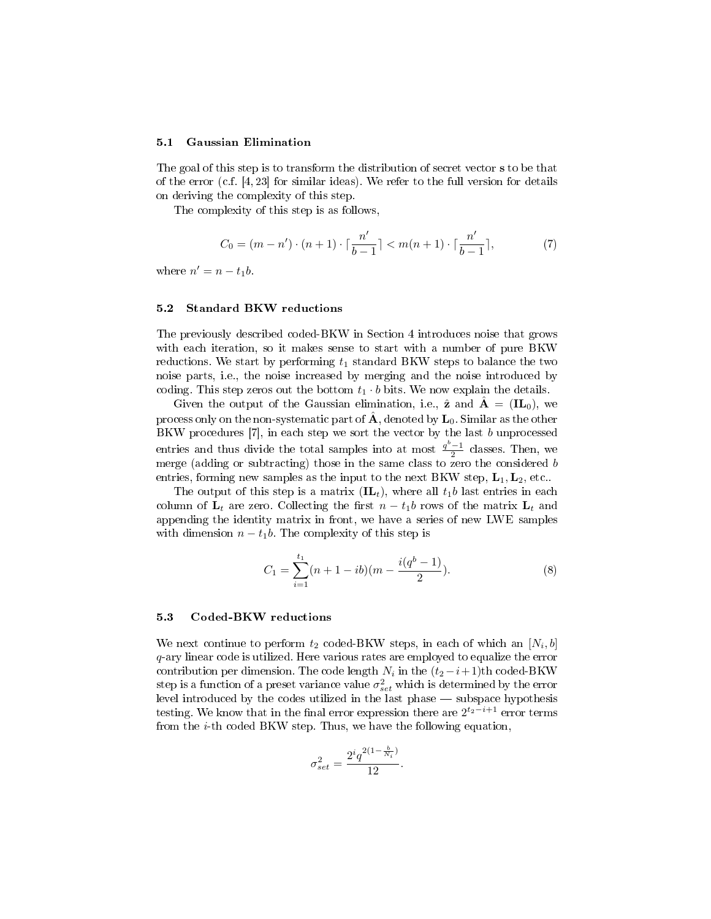### 5.1 Gaussian Elimination

The goal of this step is to transform the distribution of secret vector $\mathbf{s}$ to be that of the error (c.f. [4, 23] for similar ideas). We refer to the full version for details on deriving the complexity of this step.

The complexity of this step is as follows,

$$C_0 = (m - n') \cdot (n+1) \cdot \lceil \frac{n'}{b-1} \rceil < m(n+1) \cdot \lceil \frac{n'}{b-1} \rceil, \tag{7}$$

where $n' = n - t_1 b$.

### 5.2 Standard BKW reductions

The previously described coded-BKW in Section 4 introduces noise that grows with each iteration, so it makes sense to start with a number of pure BKW reductions. We start by performing $t_1$ standard BKW steps to balance the two noise parts, i.e., the noise increased by merging and the noise introduced by coding. This step zeros out the bottom $t_1 \cdot b$ bits. We now explain the details.

Given the output of the Gaussian elimination, i.e., $\hat{\mathbf{z}}$ and $\hat{\mathbf{A}} = (\mathbf{I}\mathbf{L}_0)$, we process only on the non-systematic part of $\hat{\mathbf{A}}$, denoted by $\mathbf{L}_0$. Similar as the other BKW procedures [7], in each step we sort the vector by the last $b$ unprocessed entries and thus divide the total samples into at most $\frac{q^b-1}{2}$ classes. Then, we merge (adding or subtracting) those in the same class to zero the considered $b$ entries, forming new samples as the input to the next BKW step, $\mathbf{L}_1, \mathbf{L}_2$, etc..

The output of this step is a matrix $(\mathbf{I}\mathbf{L}_t)$, where all $t_1 b$ last entries in each column of $\mathbf{L}_t$ are zero. Collecting the first $n - t_1 b$ rows of the matrix $\mathbf{L}_t$ and appending the identity matrix in front, we have a series of new LWE samples with dimension $n - t_1 b$. The complexity of this step is

$$C_1 = \sum_{i=1}^{t_1} (n + 1 - ib)(m - \frac{i(q^b - 1)}{2}). \tag{8}$$

### 5.3 Coded-BKW reductions

We next continue to perform $t_2$ coded-BKW steps, in each of which an $[N_i, b]$ $q$-ary linear code is utilized. Here various rates are employed to equalize the error contribution per dimension. The code length $N_i$ in the $(t_2 - i + 1)$th coded-BKW step is a function of a preset variance value $\sigma_{set}^2$ which is determined by the error level introduced by the codes utilized in the last phase — subspace hypothesis testing. We know that in the final error expression there are $2^{t_2 - i + 1}$ error terms from the $i$-th coded BKW step. Thus, we have the following equation,

$$\sigma_{set}^2 = \frac{2^i q^{2(1 - \frac{b}{N_i})}}{12}.$$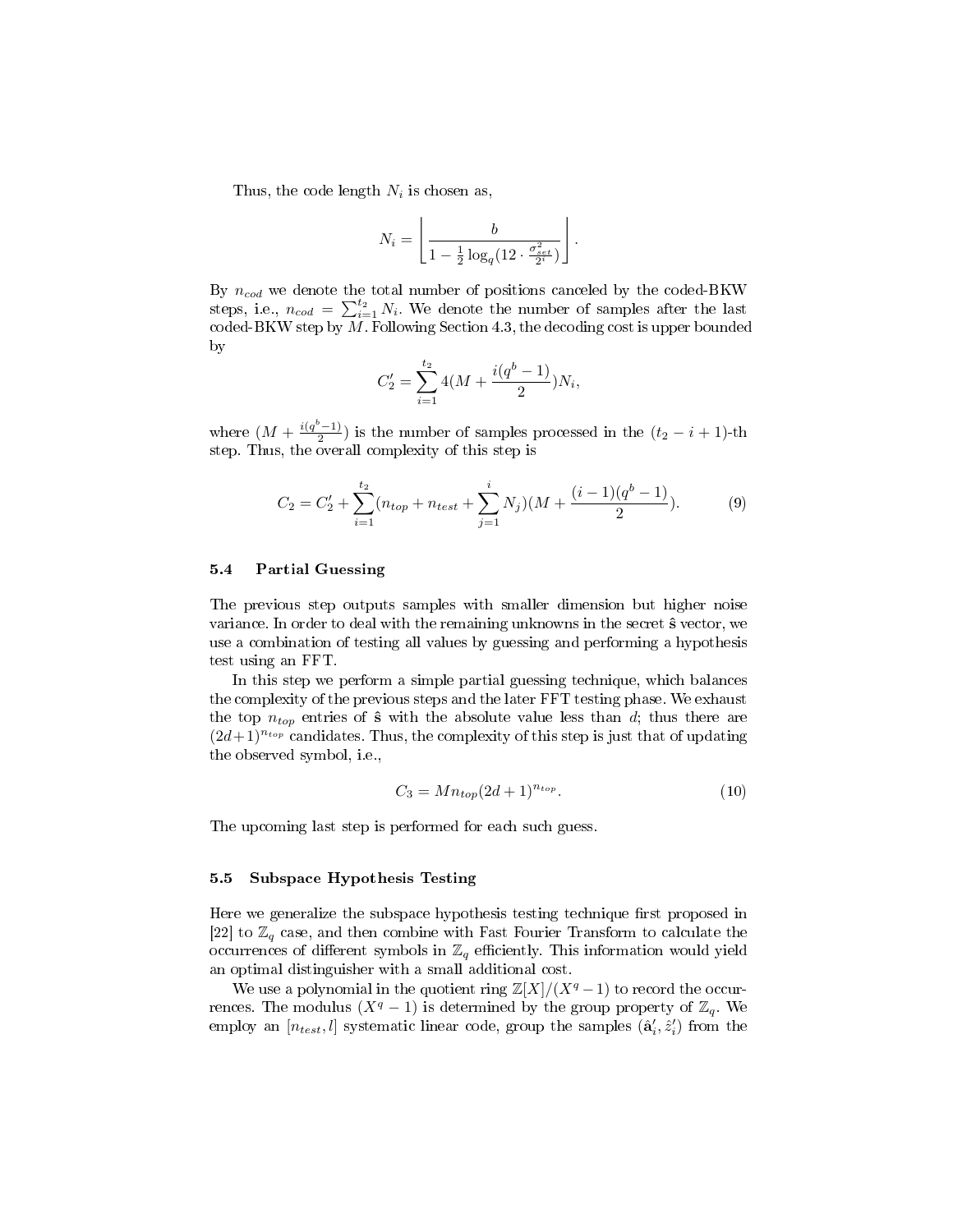Thus, the code length $N_i$ is chosen as,

$$N_i = \left\lfloor \frac{b}{1 - \frac{1}{2}\log_q(12 \cdot \frac{\sigma_{set}^2}{2^i})} \right\rfloor.$$

By $n_{cod}$ we denote the total number of positions canceled by the coded-BKW steps, i.e., $n_{cod} = \sum_{i=1}^{t_2} N_i$. We denote the number of samples after the last coded-BKW step by $M$. Following Section 4.3, the decoding cost is upper bounded by

$$C_2' = \sum_{i=1}^{t_2} 4(M + \frac{i(q^b - 1)}{2})N_i,$$

where $(M + \frac{i(q^b-1)}{2})$ is the number of samples processed in the $(t_2 - i + 1)$-th step. Thus, the overall complexity of this step is

$$C_2 = C_2' + \sum_{i=1}^{t_2}(n_{top} + n_{test} + \sum_{j=1}^{i} N_j)(M + \frac{(i-1)(q^b-1)}{2}). \tag{9}$$

### 5.4 Partial Guessing

The previous step outputs samples with smaller dimension but higher noise variance. In order to deal with the remaining unknowns in the secret $\hat{\mathbf{s}}$ vector, we use a combination of testing all values by guessing and performing a hypothesis test using an FFT.

In this step we perform a simple partial guessing technique, which balances the complexity of the previous steps and the later FFT testing phase. We exhaust the top $n_{top}$ entries of $\hat{\mathbf{s}}$ with the absolute value less than $d$; thus there are $(2d+1)^{n_{top}}$ candidates. Thus, the complexity of this step is just that of updating the observed symbol, i.e.,

$$C_3 = Mn_{top}(2d+1)^{n_{top}}. \tag{10}$$

The upcoming last step is performed for each such guess.

### 5.5 Subspace Hypothesis Testing

Here we generalize the subspace hypothesis testing technique first proposed in [22] to $\mathbb{Z}_q$ case, and then combine with Fast Fourier Transform to calculate the occurrences of different symbols in $\mathbb{Z}_q$ efficiently. This information would yield an optimal distinguisher with a small additional cost.

We use a polynomial in the quotient ring $\mathbb{Z}[X]/(X^q - 1)$ to record the occurrences. The modulus $(X^q - 1)$ is determined by the group property of $\mathbb{Z}_q$. We employ an $[n_{test}, l]$ systematic linear code, group the samples $(\hat{\mathbf{a}}_i', \hat{z}_i')$ from the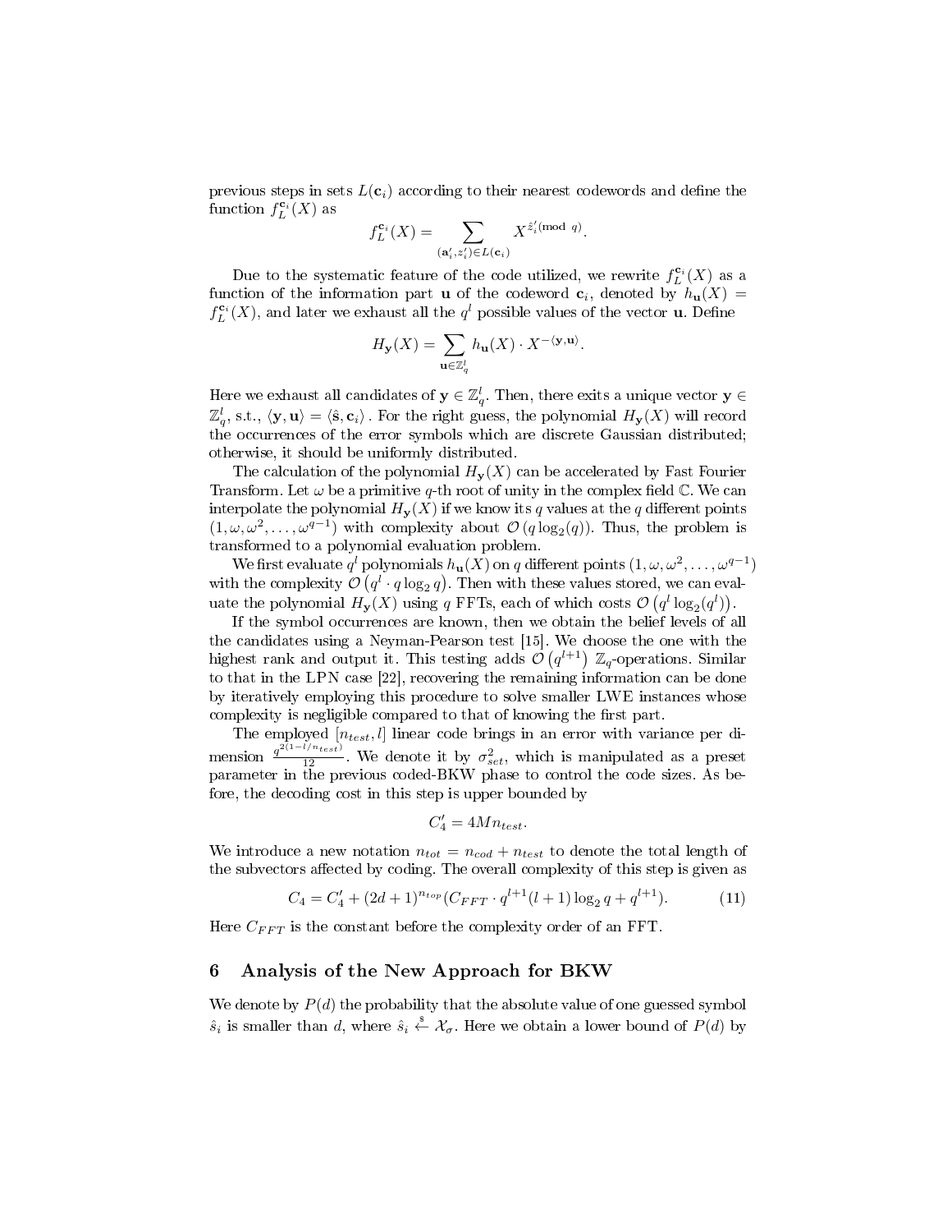previous steps in sets $L(\mathbf{c}_i)$ according to their nearest codewords and define the function $f_L^{\mathbf{c}_i}(X)$ as

$$f_L^{\mathbf{c}_i}(X) = \sum_{(\mathbf{a}'_i, z'_i) \in L(\mathbf{c}_i)} X^{\hat{z}'_i (\bmod\ q)}.$$

Due to the systematic feature of the code utilized, we rewrite $f_L^{\mathbf{c}_i}(X)$ as a function of the information part $\mathbf{u}$ of the codeword $\mathbf{c}_i$, denoted by $h_{\mathbf{u}}(X) = f_L^{\mathbf{c}_i}(X)$, and later we exhaust all the $q^l$ possible values of the vector $\mathbf{u}$. Define

$$H_{\mathbf{y}}(X) = \sum_{\mathbf{u} \in \mathbb{Z}_q^l} h_{\mathbf{u}}(X) \cdot X^{-\langle \mathbf{y}, \mathbf{u} \rangle}.$$

Here we exhaust all candidates of $\mathbf{y} \in \mathbb{Z}_q^l$. Then, there exits a unique vector $\mathbf{y} \in \mathbb{Z}_q^l$, s.t., $\langle \mathbf{y}, \mathbf{u} \rangle = \langle \hat{\mathbf{s}}, \mathbf{c}_i \rangle$. For the right guess, the polynomial $H_{\mathbf{y}}(X)$ will record the occurrences of the error symbols which are discrete Gaussian distributed; otherwise, it should be uniformly distributed.

The calculation of the polynomial $H_{\mathbf{y}}(X)$ can be accelerated by Fast Fourier Transform. Let $\omega$ be a primitive $q$-th root of unity in the complex field $\mathbb{C}$. We can interpolate the polynomial $H_{\mathbf{y}}(X)$ if we know its $q$ values at the $q$ different points $(1, \omega, \omega^2, \ldots, \omega^{q-1})$ with complexity about $\mathcal{O}(q \log_2(q))$. Thus, the problem is transformed to a polynomial evaluation problem.

We first evaluate $q^l$ polynomials $h_{\mathbf{u}}(X)$ on $q$ different points $(1, \omega, \omega^2, \ldots, \omega^{q-1})$ with the complexity $\mathcal{O}\left(q^l \cdot q \log_2 q\right)$. Then with these values stored, we can evaluate the polynomial $H_{\mathbf{y}}(X)$ using $q$ FFTs, each of which costs $\mathcal{O}\left(q^l \log_2(q^l)\right)$.

If the symbol occurrences are known, then we obtain the belief levels of all the candidates using a Neyman-Pearson test [15]. We choose the one with the highest rank and output it. This testing adds $\mathcal{O}\left(q^{l+1}\right)$ $\mathbb{Z}_q$-operations. Similar to that in the LPN case [22], recovering the remaining information can be done by iteratively employing this procedure to solve smaller LWE instances whose complexity is negligible compared to that of knowing the first part.

The employed $[n_{test}, l]$ linear code brings in an error with variance per dimension $\frac{q^{2(1-l/n_{test})}}{12}$. We denote it by $\sigma_{set}^2$, which is manipulated as a preset parameter in the previous coded-BKW phase to control the code sizes. As before, the decoding cost in this step is upper bounded by

$$C'_4 = 4Mn_{test}.$$

We introduce a new notation $n_{tot} = n_{cod} + n_{test}$ to denote the total length of the subvectors affected by coding. The overall complexity of this step is given as

$$C_4 = C'_4 + (2d+1)^{n_{top}} (C_{FFT} \cdot q^{l+1}(l+1) \log_2 q + q^{l+1}). \tag{11}$$

Here $C_{FFT}$ is the constant before the complexity order of an FFT.

## 6 Analysis of the New Approach for BKW

We denote by $P(d)$ the probability that the absolute value of one guessed symbol $\hat{s}_i$ is smaller than $d$, where $\hat{s}_i \xleftarrow{\$} \mathcal{X}_\sigma$. Here we obtain a lower bound of $P(d)$ by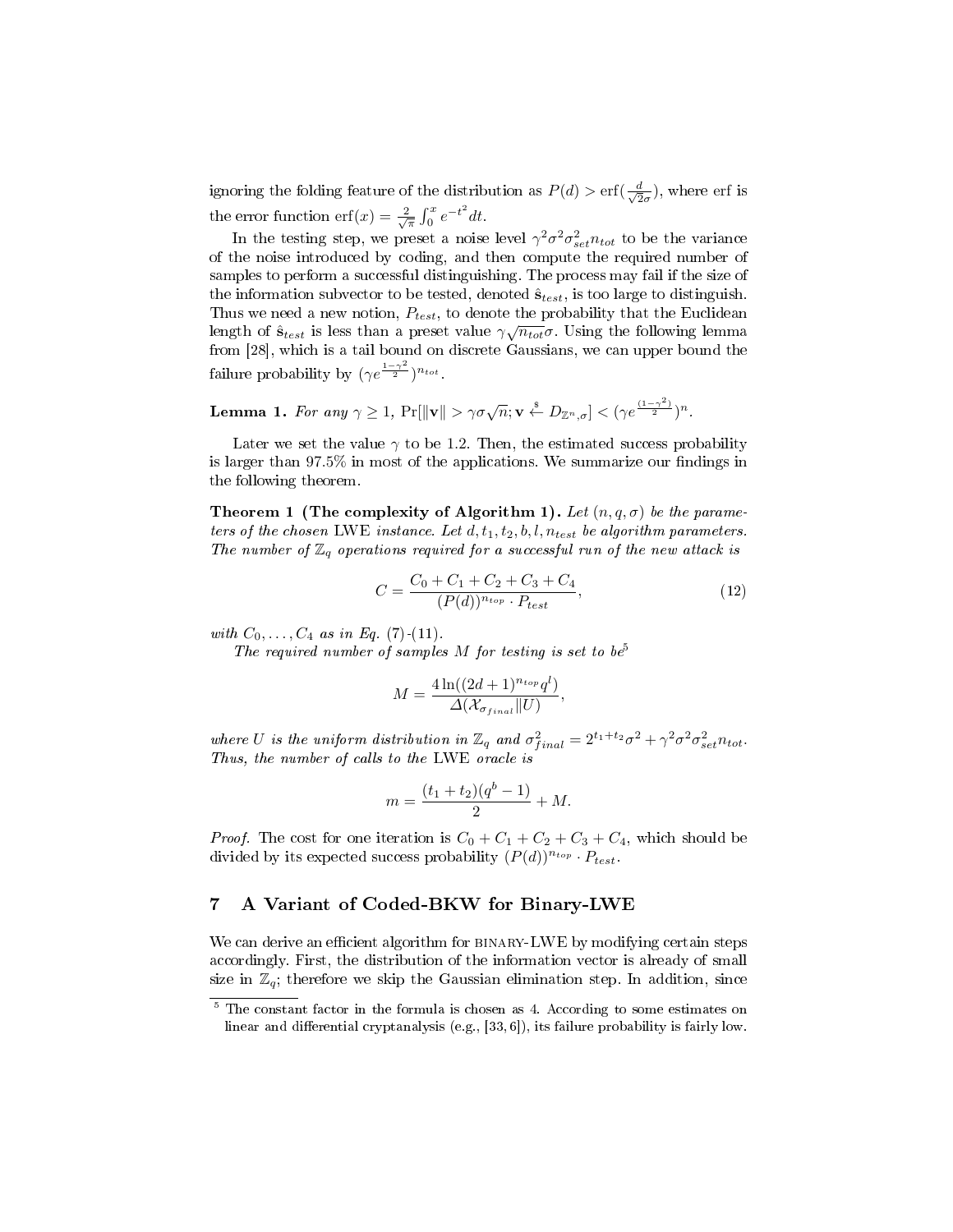ignoring the folding feature of the distribution as $P(d) > \text{erf}(\frac{d}{\sqrt{2}\sigma})$, where erf is the error function $\text{erf}(x) = \frac{2}{\sqrt{\pi}} \int_0^x e^{-t^2} dt$.

In the testing step, we preset a noise level $\gamma^2\sigma^2\sigma_{set}^2 n_{tot}$ to be the variance of the noise introduced by coding, and then compute the required number of samples to perform a successful distinguishing. The process may fail if the size of the information subvector to be tested, denoted $\hat{\mathbf{s}}_{test}$, is too large to distinguish. Thus we need a new notion, $P_{test}$, to denote the probability that the Euclidean length of $\hat{\mathbf{s}}_{test}$ is less than a preset value $\gamma\sqrt{n_{tot}}\sigma$. Using the following lemma from [28], which is a tail bound on discrete Gaussians, we can upper bound the failure probability by $(\gamma e^{\frac{1-\gamma^2}{2}})^{n_{tot}}$.

**Lemma 1.** *For any $\gamma \geq 1$, $\Pr[\|\mathbf{v}\| > \gamma\sigma\sqrt{n}; \mathbf{v} \xleftarrow{\$} D_{\mathbb{Z}^n,\sigma}] < (\gamma e^{\frac{(1-\gamma^2)}{2}})^n$.*

Later we set the value $\gamma$ to be 1.2. Then, the estimated success probability is larger than 97.5% in most of the applications. We summarize our findings in the following theorem.

**Theorem 1 (The complexity of Algorithm 1).** *Let $(n, q, \sigma)$ be the parameters of the chosen LWE instance. Let $d, t_1, t_2, b, l, n_{test}$ be algorithm parameters. The number of $\mathbb{Z}_q$ operations required for a successful run of the new attack is*

$$C = \frac{C_0 + C_1 + C_2 + C_3 + C_4}{(P(d))^{n_{top}} \cdot P_{test}}, \tag{12}$$

*with $C_0, \ldots, C_4$ as in Eq. (7)-(11).*

*The required number of samples $M$ for testing is set to be*[5]

$$M = \frac{4\ln((2d+1)^{n_{top}} q^l)}{\Delta(\mathcal{X}_{\sigma_{final}} \| U)},$$

*where $U$ is the uniform distribution in $\mathbb{Z}_q$ and $\sigma_{final}^2 = 2^{t_1+t_2}\sigma^2 + \gamma^2\sigma^2\sigma_{set}^2 n_{tot}$. Thus, the number of calls to the LWE oracle is*

$$m = \frac{(t_1 + t_2)(q^b - 1)}{2} + M.$$

*Proof.* The cost for one iteration is $C_0 + C_1 + C_2 + C_3 + C_4$, which should be divided by its expected success probability $(P(d))^{n_{top}} \cdot P_{test}$.

## 7 A Variant of Coded-BKW for Binary-LWE

We can derive an efficient algorithm for BINARY-LWE by modifying certain steps accordingly. First, the distribution of the information vector is already of small size in $\mathbb{Z}_q$; therefore we skip the Gaussian elimination step. In addition, since

[5] The constant factor in the formula is chosen as 4. According to some estimates on linear and differential cryptanalysis (e.g., [33, 6]), its failure probability is fairly low.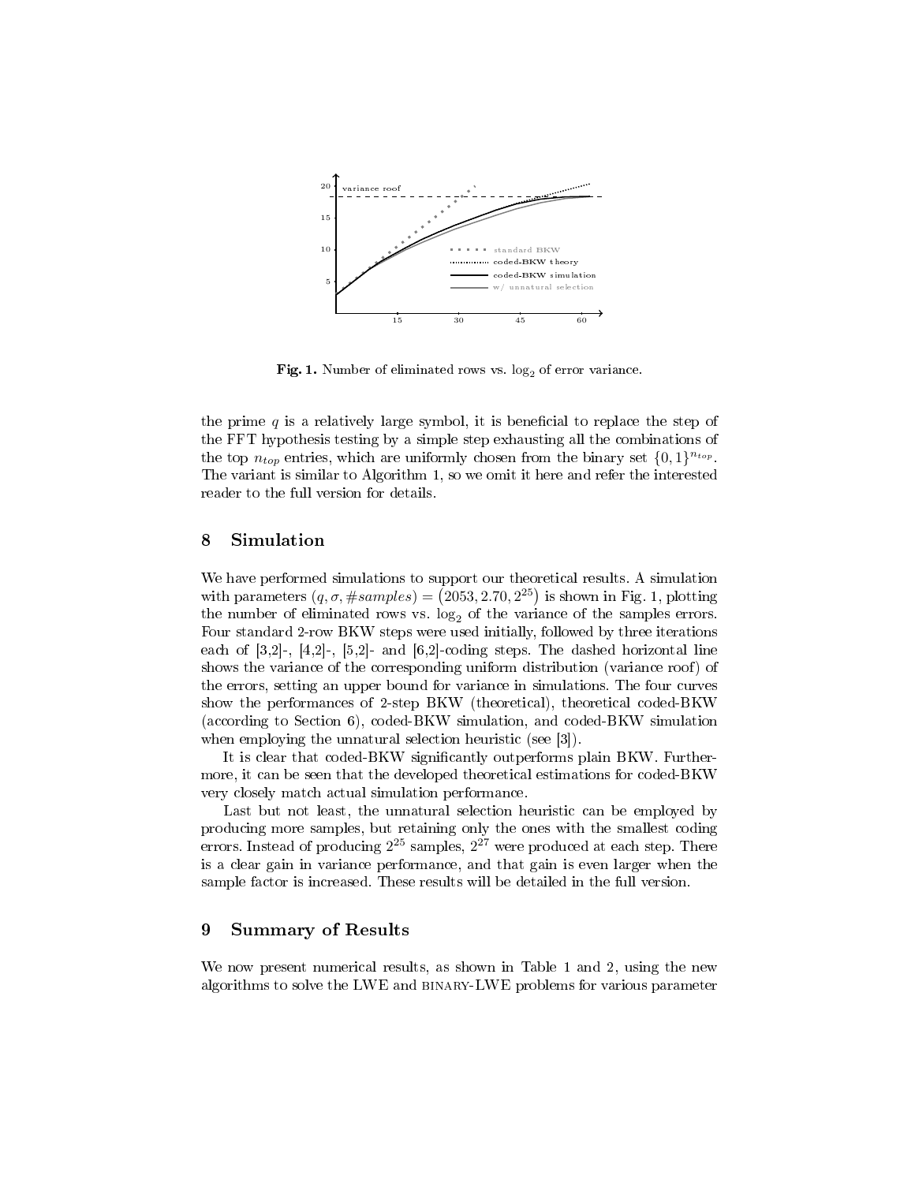**Fig. 1.** Number of eliminated rows vs. $\log_2$ of error variance.

the prime $q$ is a relatively large symbol, it is beneficial to replace the step of the FFT hypothesis testing by a simple step exhausting all the combinations of the top $n_{top}$ entries, which are uniformly chosen from the binary set $\{0,1\}^{n_{top}}$. The variant is similar to Algorithm 1, so we omit it here and refer the interested reader to the full version for details.

## 8 Simulation

We have performed simulations to support our theoretical results. A simulation with parameters $(q, \sigma, \#samples) = (2053, 2.70, 2^{25})$ is shown in Fig. 1, plotting the number of eliminated rows vs. $\log_2$ of the variance of the samples errors. Four standard 2-row BKW steps were used initially, followed by three iterations each of [3,2]-, [4,2]-, [5,2]- and [6,2]-coding steps. The dashed horizontal line shows the variance of the corresponding uniform distribution (variance roof) of the errors, setting an upper bound for variance in simulations. The four curves show the performances of 2-step BKW (theoretical), theoretical coded-BKW (according to Section 6), coded-BKW simulation, and coded-BKW simulation when employing the unnatural selection heuristic (see [3]).

It is clear that coded-BKW significantly outperforms plain BKW. Furthermore, it can be seen that the developed theoretical estimations for coded-BKW very closely match actual simulation performance.

Last but not least, the unnatural selection heuristic can be employed by producing more samples, but retaining only the ones with the smallest coding errors. Instead of producing $2^{25}$ samples, $2^{27}$ were produced at each step. There is a clear gain in variance performance, and that gain is even larger when the sample factor is increased. These results will be detailed in the full version.

## 9 Summary of Results

We now present numerical results, as shown in Table 1 and 2, using the new algorithms to solve the LWE and BINARY-LWE problems for various parameter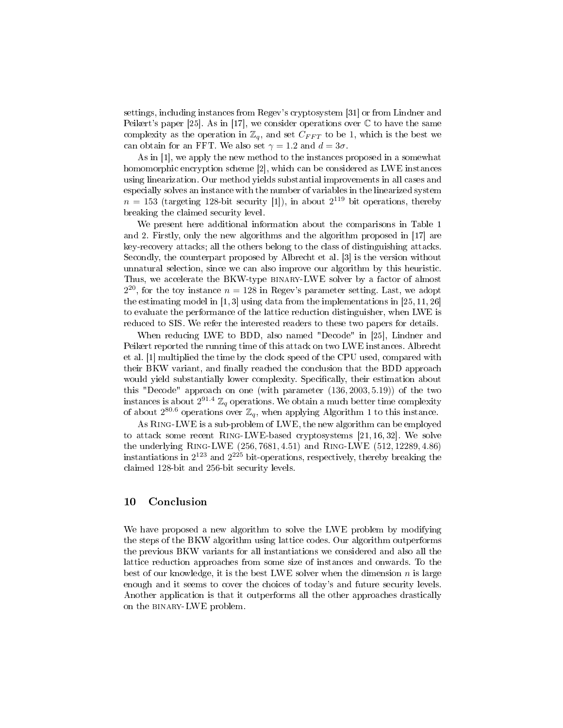settings, including instances from Regev's cryptosystem [31] or from Lindner and Peikert's paper [25]. As in [17], we consider operations over $\mathbb{C}$ to have the same complexity as the operation in $\mathbb{Z}_q$, and set $C_{FFT}$ to be 1, which is the best we can obtain for an FFT. We also set $\gamma = 1.2$ and $d = 3\sigma$.

As in [1], we apply the new method to the instances proposed in a somewhat homomorphic encryption scheme [2], which can be considered as LWE instances using linearization. Our method yields substantial improvements in all cases and especially solves an instance with the number of variables in the linearized system $n = 153$ (targeting 128-bit security [1]), in about $2^{119}$ bit operations, thereby breaking the claimed security level.

We present here additional information about the comparisons in Table 1 and 2. Firstly, only the new algorithms and the algorithm proposed in [17] are key-recovery attacks; all the others belong to the class of distinguishing attacks. Secondly, the counterpart proposed by Albrecht et al. [3] is the version without unnatural selection, since we can also improve our algorithm by this heuristic. Thus, we accelerate the BKW-type BINARY-LWE solver by a factor of almost $2^{20}$, for the toy instance $n = 128$ in Regev's parameter setting. Last, we adopt the estimating model in [1, 3] using data from the implementations in [25, 11, 26] to evaluate the performance of the lattice reduction distinguisher, when LWE is reduced to SIS. We refer the interested readers to these two papers for details.

When reducing LWE to BDD, also named "Decode" in [25], Lindner and Peikert reported the running time of this attack on two LWE instances. Albrecht et al. [1] multiplied the time by the clock speed of the CPU used, compared with their BKW variant, and finally reached the conclusion that the BDD approach would yield substantially lower complexity. Specifically, their estimation about this "Decode" approach on one (with parameter $(136, 2003, 5.19)$) of the two instances is about $2^{91.4}$ $\mathbb{Z}_q$ operations. We obtain a much better time complexity of about $2^{80.6}$ operations over $\mathbb{Z}_q$, when applying Algorithm 1 to this instance.

As RING-LWE is a sub-problem of LWE, the new algorithm can be employed to attack some recent RING-LWE-based cryptosystems [21, 16, 32]. We solve the underlying RING-LWE $(256, 7681, 4.51)$ and RING-LWE $(512, 12289, 4.86)$ instantiations in $2^{123}$ and $2^{225}$ bit-operations, respectively, thereby breaking the claimed 128-bit and 256-bit security levels.

## 10 Conclusion

We have proposed a new algorithm to solve the LWE problem by modifying the steps of the BKW algorithm using lattice codes. Our algorithm outperforms the previous BKW variants for all instantiations we considered and also all the lattice reduction approaches from some size of instances and onwards. To the best of our knowledge, it is the best LWE solver when the dimension $n$ is large enough and it seems to cover the choices of today's and future security levels. Another application is that it outperforms all the other approaches drastically on the BINARY-LWE problem.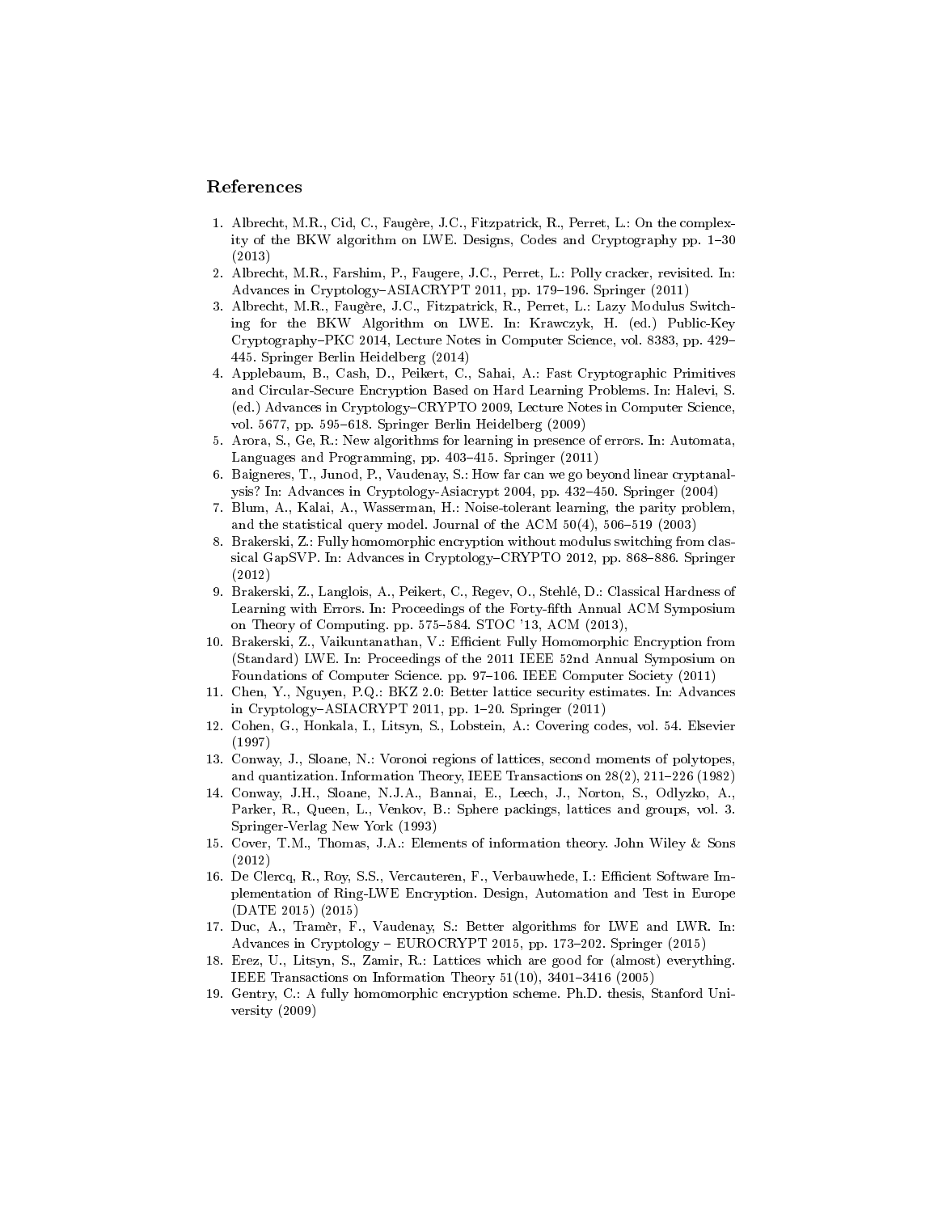## References

1. Albrecht, M.R., Cid, C., Faugère, J.C., Fitzpatrick, R., Perret, L.: On the complexity of the BKW algorithm on LWE. Designs, Codes and Cryptography pp. 1–30 (2013)
2. Albrecht, M.R., Farshim, P., Faugere, J.C., Perret, L.: Polly cracker, revisited. In: Advances in Cryptology–ASIACRYPT 2011, pp. 179–196. Springer (2011)
3. Albrecht, M.R., Faugère, J.C., Fitzpatrick, R., Perret, L.: Lazy Modulus Switching for the BKW Algorithm on LWE. In: Krawczyk, H. (ed.) Public-Key Cryptography–PKC 2014, Lecture Notes in Computer Science, vol. 8383, pp. 429–445. Springer Berlin Heidelberg (2014)
4. Applebaum, B., Cash, D., Peikert, C., Sahai, A.: Fast Cryptographic Primitives and Circular-Secure Encryption Based on Hard Learning Problems. In: Halevi, S. (ed.) Advances in Cryptology–CRYPTO 2009, Lecture Notes in Computer Science, vol. 5677, pp. 595–618. Springer Berlin Heidelberg (2009)
5. Arora, S., Ge, R.: New algorithms for learning in presence of errors. In: Automata, Languages and Programming, pp. 403–415. Springer (2011)
6. Baigneres, T., Junod, P., Vaudenay, S.: How far can we go beyond linear cryptanalysis? In: Advances in Cryptology-Asiacrypt 2004, pp. 432–450. Springer (2004)
7. Blum, A., Kalai, A., Wasserman, H.: Noise-tolerant learning, the parity problem, and the statistical query model. Journal of the ACM 50(4), 506–519 (2003)
8. Brakerski, Z.: Fully homomorphic encryption without modulus switching from classical GapSVP. In: Advances in Cryptology–CRYPTO 2012, pp. 868–886. Springer (2012)
9. Brakerski, Z., Langlois, A., Peikert, C., Regev, O., Stehlé, D.: Classical Hardness of Learning with Errors. In: Proceedings of the Forty-fifth Annual ACM Symposium on Theory of Computing. pp. 575–584. STOC '13, ACM (2013),
10. Brakerski, Z., Vaikuntanathan, V.: Efficient Fully Homomorphic Encryption from (Standard) LWE. In: Proceedings of the 2011 IEEE 52nd Annual Symposium on Foundations of Computer Science. pp. 97–106. IEEE Computer Society (2011)
11. Chen, Y., Nguyen, P.Q.: BKZ 2.0: Better lattice security estimates. In: Advances in Cryptology–ASIACRYPT 2011, pp. 1–20. Springer (2011)
12. Cohen, G., Honkala, I., Litsyn, S., Lobstein, A.: Covering codes, vol. 54. Elsevier (1997)
13. Conway, J., Sloane, N.: Voronoi regions of lattices, second moments of polytopes, and quantization. Information Theory, IEEE Transactions on 28(2), 211–226 (1982)
14. Conway, J.H., Sloane, N.J.A., Bannai, E., Leech, J., Norton, S., Odlyzko, A., Parker, R., Queen, L., Venkov, B.: Sphere packings, lattices and groups, vol. 3. Springer-Verlag New York (1993)
15. Cover, T.M., Thomas, J.A.: Elements of information theory. John Wiley & Sons (2012)
16. De Clercq, R., Roy, S.S., Vercauteren, F., Verbauwhede, I.: Efficient Software Implementation of Ring-LWE Encryption. Design, Automation and Test in Europe (DATE 2015) (2015)
17. Duc, A., Tramèr, F., Vaudenay, S.: Better algorithms for LWE and LWR. In: Advances in Cryptology – EUROCRYPT 2015, pp. 173–202. Springer (2015)
18. Erez, U., Litsyn, S., Zamir, R.: Lattices which are good for (almost) everything. IEEE Transactions on Information Theory 51(10), 3401–3416 (2005)
19. Gentry, C.: A fully homomorphic encryption scheme. Ph.D. thesis, Stanford University (2009)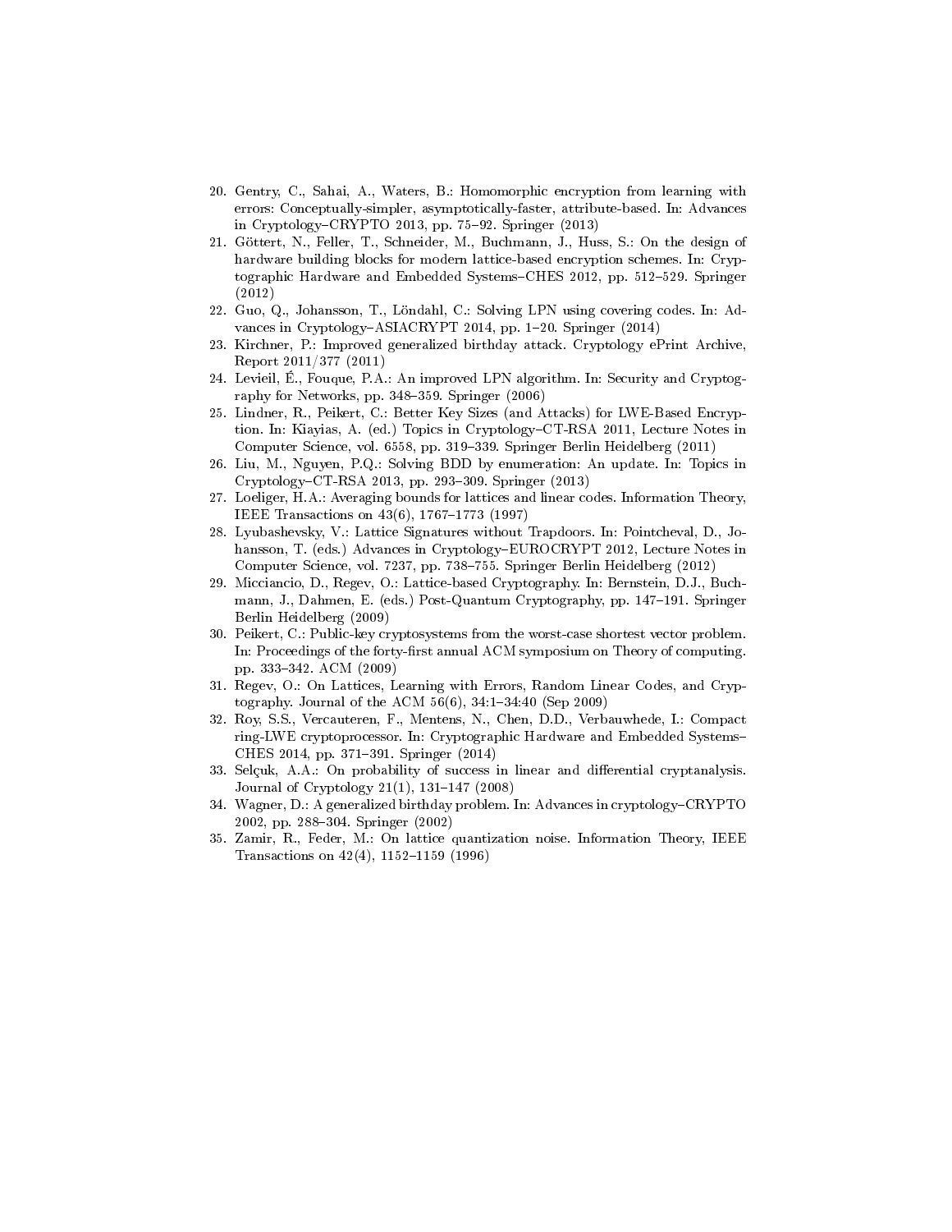20. Gentry, C., Sahai, A., Waters, B.: Homomorphic encryption from learning with errors: Conceptually-simpler, asymptotically-faster, attribute-based. In: Advances in Cryptology–CRYPTO 2013, pp. 75–92. Springer (2013)
21. Göttert, N., Feller, T., Schneider, M., Buchmann, J., Huss, S.: On the design of hardware building blocks for modern lattice-based encryption schemes. In: Cryptographic Hardware and Embedded Systems–CHES 2012, pp. 512–529. Springer (2012)
22. Guo, Q., Johansson, T., Löndahl, C.: Solving LPN using covering codes. In: Advances in Cryptology–ASIACRYPT 2014, pp. 1–20. Springer (2014)
23. Kirchner, P.: Improved generalized birthday attack. Cryptology ePrint Archive, Report 2011/377 (2011)
24. Levieil, É., Fouque, P.A.: An improved LPN algorithm. In: Security and Cryptography for Networks, pp. 348–359. Springer (2006)
25. Lindner, R., Peikert, C.: Better Key Sizes (and Attacks) for LWE-Based Encryption. In: Kiayias, A. (ed.) Topics in Cryptology–CT-RSA 2011, Lecture Notes in Computer Science, vol. 6558, pp. 319–339. Springer Berlin Heidelberg (2011)
26. Liu, M., Nguyen, P.Q.: Solving BDD by enumeration: An update. In: Topics in Cryptology–CT-RSA 2013, pp. 293–309. Springer (2013)
27. Loeliger, H.A.: Averaging bounds for lattices and linear codes. Information Theory, IEEE Transactions on 43(6), 1767–1773 (1997)
28. Lyubashevsky, V.: Lattice Signatures without Trapdoors. In: Pointcheval, D., Johansson, T. (eds.) Advances in Cryptology–EUROCRYPT 2012, Lecture Notes in Computer Science, vol. 7237, pp. 738–755. Springer Berlin Heidelberg (2012)
29. Micciancio, D., Regev, O.: Lattice-based Cryptography. In: Bernstein, D.J., Buchmann, J., Dahmen, E. (eds.) Post-Quantum Cryptography, pp. 147–191. Springer Berlin Heidelberg (2009)
30. Peikert, C.: Public-key cryptosystems from the worst-case shortest vector problem. In: Proceedings of the forty-first annual ACM symposium on Theory of computing. pp. 333–342. ACM (2009)
31. Regev, O.: On Lattices, Learning with Errors, Random Linear Codes, and Cryptography. Journal of the ACM 56(6), 34:1–34:40 (Sep 2009)
32. Roy, S.S., Vercauteren, F., Mentens, N., Chen, D.D., Verbauwhede, I.: Compact ring-LWE cryptoprocessor. In: Cryptographic Hardware and Embedded Systems–CHES 2014, pp. 371–391. Springer (2014)
33. Selçuk, A.A.: On probability of success in linear and differential cryptanalysis. Journal of Cryptology 21(1), 131–147 (2008)
34. Wagner, D.: A generalized birthday problem. In: Advances in cryptology–CRYPTO 2002, pp. 288–304. Springer (2002)
35. Zamir, R., Feder, M.: On lattice quantization noise. Information Theory, IEEE Transactions on 42(4), 1152–1159 (1996)